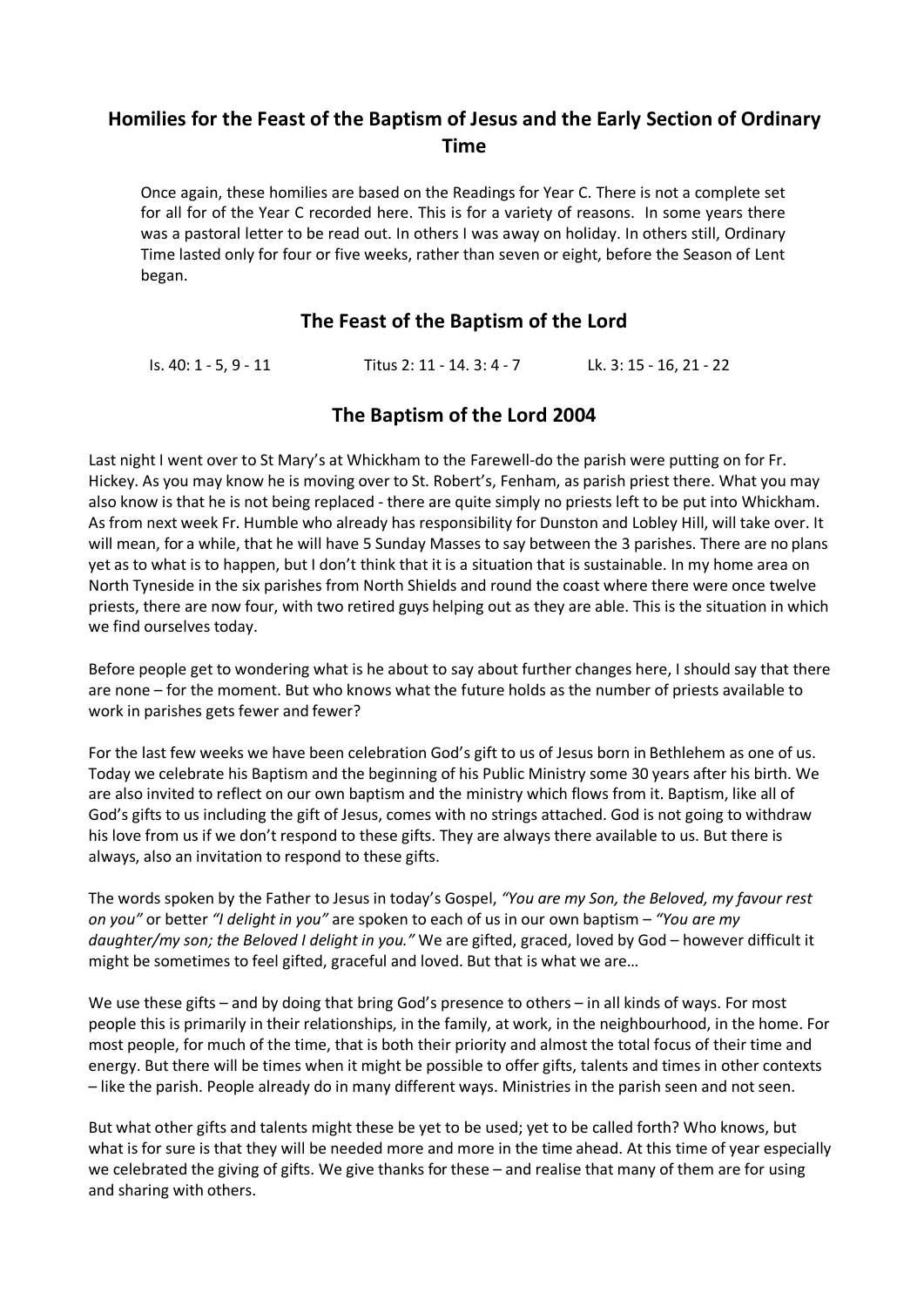# Homilies for the Feast of the Baptism of Jesus and the Early Section of Ordinary Time

Once again, these homilies are based on the Readings for Year C. There is not a complete set for all for of the Year C recorded here. This is for a variety of reasons. In some years there was a pastoral letter to be read out. In others I was away on holiday. In others still, Ordinary Time lasted only for four or five weeks, rather than seven or eight, before the Season of Lent began.

## The Feast of the Baptism of the Lord

Is. 40: 1 - 5, 9 - 11 Titus 2: 11 - 14. 3: 4 - 7 Lk. 3: 15 - 16, 21 - 22

## The Baptism of the Lord 2004

Last night I went over to St Mary's at Whickham to the Farewell-do the parish were putting on for Fr. Hickey. As you may know he is moving over to St. Robert's, Fenham, as parish priest there. What you may also know is that he is not being replaced - there are quite simply no priests left to be put into Whickham. As from next week Fr. Humble who already has responsibility for Dunston and Lobley Hill, will take over. It will mean, for a while, that he will have 5 Sunday Masses to say between the 3 parishes. There are no plans yet as to what is to happen, but I don't think that it is a situation that is sustainable. In my home area on North Tyneside in the six parishes from North Shields and round the coast where there were once twelve priests, there are now four, with two retired guys helping out as they are able. This is the situation in which we find ourselves today.

Before people get to wondering what is he about to say about further changes here, I should say that there are none – for the moment. But who knows what the future holds as the number of priests available to work in parishes gets fewer and fewer?

For the last few weeks we have been celebration God's gift to us of Jesus born in Bethlehem as one of us. Today we celebrate his Baptism and the beginning of his Public Ministry some 30 years after his birth. We are also invited to reflect on our own baptism and the ministry which flows from it. Baptism, like all of God's gifts to us including the gift of Jesus, comes with no strings attached. God is not going to withdraw his love from us if we don't respond to these gifts. They are always there available to us. But there is always, also an invitation to respond to these gifts.

The words spoken by the Father to Jesus in today's Gospel, *"You are my Son, the Beloved, my favour rest on you"* or better *"I delight in you"* are spoken to each of us in our own baptism – *"You are my daughter/my son; the Beloved I delight in you."* We are gifted, graced, loved by God – however difficult it might be sometimes to feel gifted, graceful and loved. But that is what we are…

We use these gifts – and by doing that bring God's presence to others – in all kinds of ways. For most people this is primarily in their relationships, in the family, at work, in the neighbourhood, in the home. For most people, for much of the time, that is both their priority and almost the total focus of their time and energy. But there will be times when it might be possible to offer gifts, talents and times in other contexts – like the parish. People already do in many different ways. Ministries in the parish seen and not seen.

But what other gifts and talents might these be yet to be used; yet to be called forth? Who knows, but what is for sure is that they will be needed more and more in the time ahead. At this time of year especially we celebrated the giving of gifts. We give thanks for these – and realise that many of them are for using and sharing with others.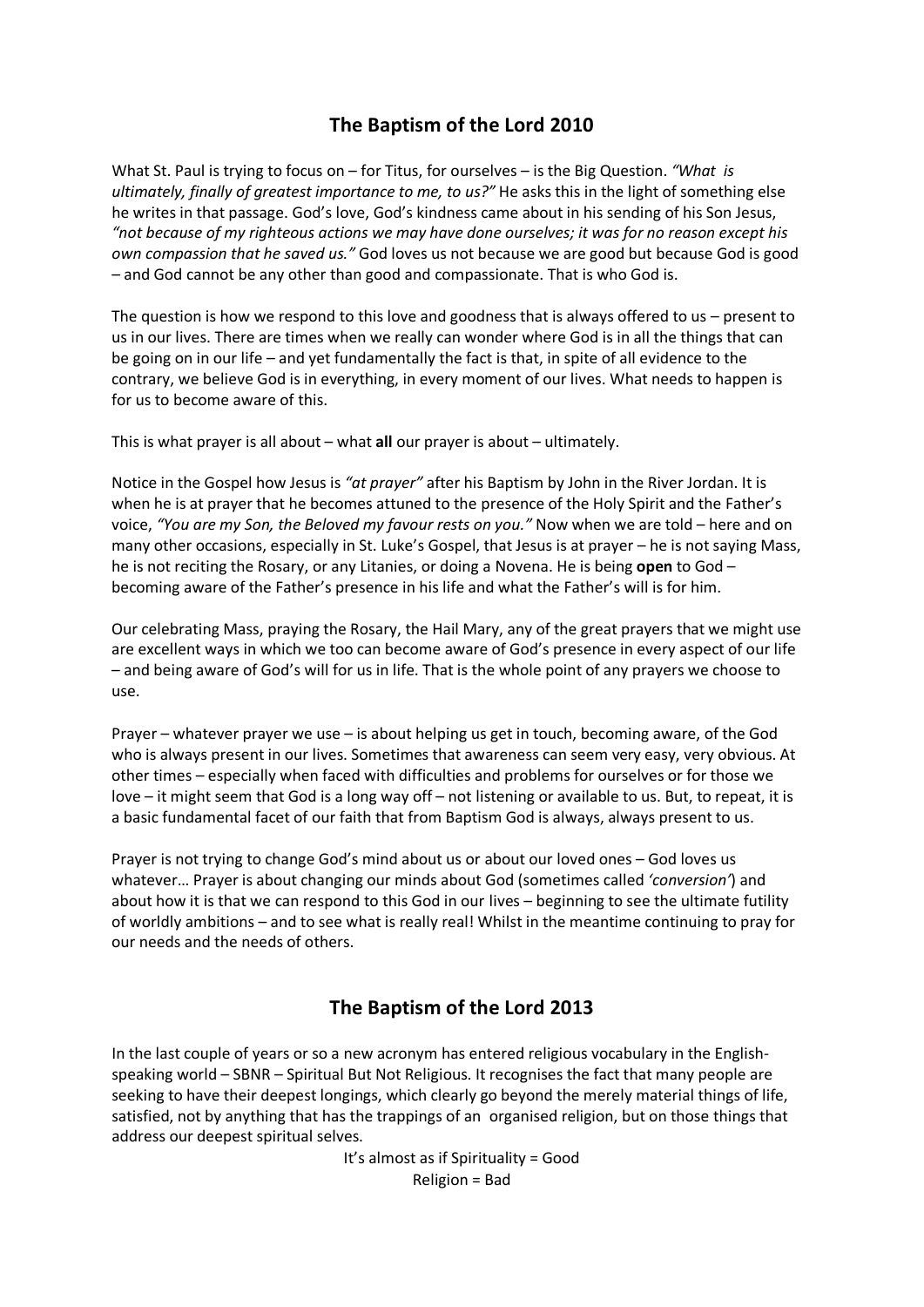## The Baptism of the Lord 2010

What St. Paul is trying to focus on – for Titus, for ourselves – is the Big Question. *"What is ultimately, finally of greatest importance to me, to us?"* He asks this in the light of something else he writes in that passage. God's love, God's kindness came about in his sending of his Son Jesus, *"not because of my righteous actions we may have done ourselves; it was for no reason except his own compassion that he saved us."* God loves us not because we are good but because God is good – and God cannot be any other than good and compassionate. That is who God is.

The question is how we respond to this love and goodness that is always offered to us – present to us in our lives. There are times when we really can wonder where God is in all the things that can be going on in our life – and yet fundamentally the fact is that, in spite of all evidence to the contrary, we believe God is in everything, in every moment of our lives. What needs to happen is for us to become aware of this.

This is what prayer is all about – what **all** our prayer is about – ultimately.

Notice in the Gospel how Jesus is *"at prayer"* after his Baptism by John in the River Jordan. It is when he is at prayer that he becomes attuned to the presence of the Holy Spirit and the Father's voice, *"You are my Son, the Beloved my favour rests on you."* Now when we are told – here and on many other occasions, especially in St. Luke's Gospel, that Jesus is at prayer – he is not saying Mass, he is not reciting the Rosary, or any Litanies, or doing a Novena. He is being **open** to God – becoming aware of the Father's presence in his life and what the Father's will is for him.

Our celebrating Mass, praying the Rosary, the Hail Mary, any of the great prayers that we might use are excellent ways in which we too can become aware of God's presence in every aspect of our life – and being aware of God's will for us in life. That is the whole point of any prayers we choose to use.

Prayer – whatever prayer we use – is about helping us get in touch, becoming aware, of the God who is always present in our lives. Sometimes that awareness can seem very easy, very obvious. At other times – especially when faced with difficulties and problems for ourselves or for those we love – it might seem that God is a long way off – not listening or available to us. But, to repeat, it is a basic fundamental facet of our faith that from Baptism God is always, always present to us.

Prayer is not trying to change God's mind about us or about our loved ones – God loves us whatever… Prayer is about changing our minds about God (sometimes called *'conversion'*) and about how it is that we can respond to this God in our lives – beginning to see the ultimate futility of worldly ambitions – and to see what is really real! Whilst in the meantime continuing to pray for our needs and the needs of others.

## The Baptism of the Lord 2013

In the last couple of years or so a new acronym has entered religious vocabulary in the English-speaking world – SBNR – Spiritual But Not Religious. It recognises the fact that many people are seeking to have their deepest longings, which clearly go beyond the merely material things of life, satisfied, not by anything that has the trappings of an organised religion, but on those things that address our deepest spiritual selves.

It's almost as if Spirituality = Good
Religion = Bad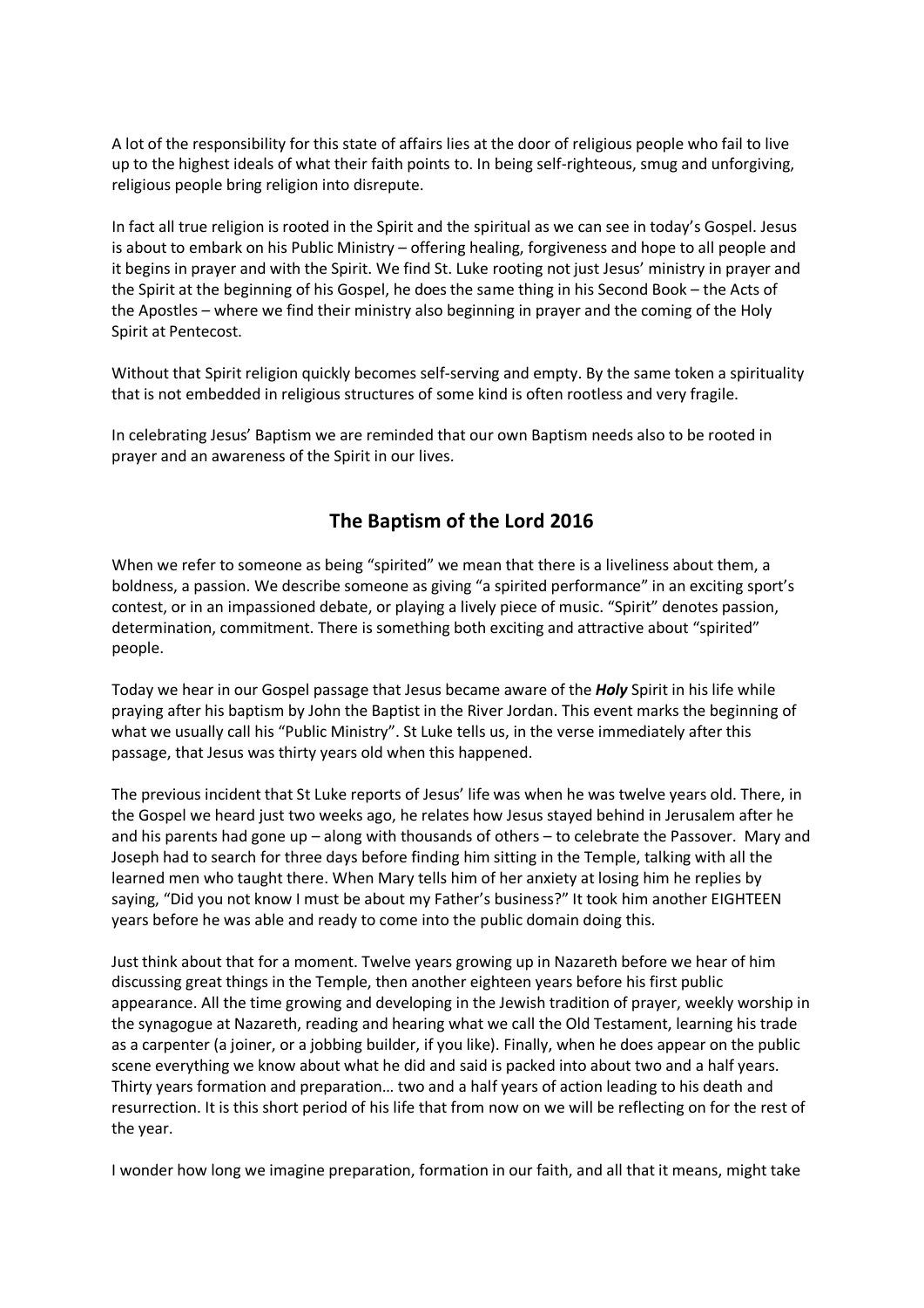A lot of the responsibility for this state of affairs lies at the door of religious people who fail to live up to the highest ideals of what their faith points to. In being self-righteous, smug and unforgiving, religious people bring religion into disrepute.

In fact all true religion is rooted in the Spirit and the spiritual as we can see in today's Gospel. Jesus is about to embark on his Public Ministry – offering healing, forgiveness and hope to all people and it begins in prayer and with the Spirit. We find St. Luke rooting not just Jesus' ministry in prayer and the Spirit at the beginning of his Gospel, he does the same thing in his Second Book – the Acts of the Apostles – where we find their ministry also beginning in prayer and the coming of the Holy Spirit at Pentecost.

Without that Spirit religion quickly becomes self-serving and empty. By the same token a spirituality that is not embedded in religious structures of some kind is often rootless and very fragile.

In celebrating Jesus' Baptism we are reminded that our own Baptism needs also to be rooted in prayer and an awareness of the Spirit in our lives.

## The Baptism of the Lord 2016

When we refer to someone as being "spirited" we mean that there is a liveliness about them, a boldness, a passion. We describe someone as giving "a spirited performance" in an exciting sport's contest, or in an impassioned debate, or playing a lively piece of music. "Spirit" denotes passion, determination, commitment. There is something both exciting and attractive about "spirited" people.

Today we hear in our Gospel passage that Jesus became aware of the ***Holy*** Spirit in his life while praying after his baptism by John the Baptist in the River Jordan. This event marks the beginning of what we usually call his "Public Ministry". St Luke tells us, in the verse immediately after this passage, that Jesus was thirty years old when this happened.

The previous incident that St Luke reports of Jesus' life was when he was twelve years old. There, in the Gospel we heard just two weeks ago, he relates how Jesus stayed behind in Jerusalem after he and his parents had gone up – along with thousands of others – to celebrate the Passover. Mary and Joseph had to search for three days before finding him sitting in the Temple, talking with all the learned men who taught there. When Mary tells him of her anxiety at losing him he replies by saying, "Did you not know I must be about my Father's business?" It took him another EIGHTEEN years before he was able and ready to come into the public domain doing this.

Just think about that for a moment. Twelve years growing up in Nazareth before we hear of him discussing great things in the Temple, then another eighteen years before his first public appearance. All the time growing and developing in the Jewish tradition of prayer, weekly worship in the synagogue at Nazareth, reading and hearing what we call the Old Testament, learning his trade as a carpenter (a joiner, or a jobbing builder, if you like). Finally, when he does appear on the public scene everything we know about what he did and said is packed into about two and a half years. Thirty years formation and preparation… two and a half years of action leading to his death and resurrection. It is this short period of his life that from now on we will be reflecting on for the rest of the year.

I wonder how long we imagine preparation, formation in our faith, and all that it means, might take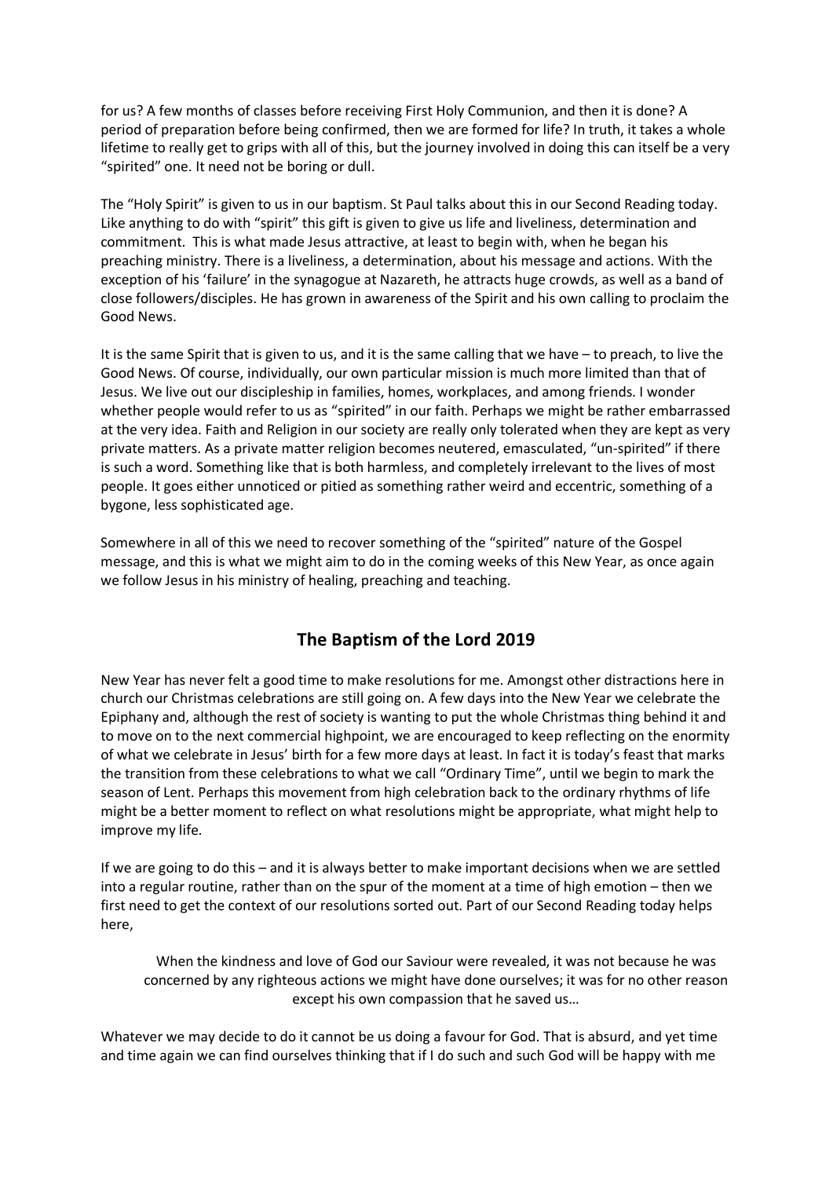for us? A few months of classes before receiving First Holy Communion, and then it is done? A period of preparation before being confirmed, then we are formed for life? In truth, it takes a whole lifetime to really get to grips with all of this, but the journey involved in doing this can itself be a very "spirited" one. It need not be boring or dull.

The "Holy Spirit" is given to us in our baptism. St Paul talks about this in our Second Reading today. Like anything to do with "spirit" this gift is given to give us life and liveliness, determination and commitment. This is what made Jesus attractive, at least to begin with, when he began his preaching ministry. There is a liveliness, a determination, about his message and actions. With the exception of his 'failure' in the synagogue at Nazareth, he attracts huge crowds, as well as a band of close followers/disciples. He has grown in awareness of the Spirit and his own calling to proclaim the Good News.

It is the same Spirit that is given to us, and it is the same calling that we have – to preach, to live the Good News. Of course, individually, our own particular mission is much more limited than that of Jesus. We live out our discipleship in families, homes, workplaces, and among friends. I wonder whether people would refer to us as "spirited" in our faith. Perhaps we might be rather embarrassed at the very idea. Faith and Religion in our society are really only tolerated when they are kept as very private matters. As a private matter religion becomes neutered, emasculated, "un-spirited" if there is such a word. Something like that is both harmless, and completely irrelevant to the lives of most people. It goes either unnoticed or pitied as something rather weird and eccentric, something of a bygone, less sophisticated age.

Somewhere in all of this we need to recover something of the "spirited" nature of the Gospel message, and this is what we might aim to do in the coming weeks of this New Year, as once again we follow Jesus in his ministry of healing, preaching and teaching.

## The Baptism of the Lord 2019

New Year has never felt a good time to make resolutions for me. Amongst other distractions here in church our Christmas celebrations are still going on. A few days into the New Year we celebrate the Epiphany and, although the rest of society is wanting to put the whole Christmas thing behind it and to move on to the next commercial highpoint, we are encouraged to keep reflecting on the enormity of what we celebrate in Jesus' birth for a few more days at least. In fact it is today's feast that marks the transition from these celebrations to what we call "Ordinary Time", until we begin to mark the season of Lent. Perhaps this movement from high celebration back to the ordinary rhythms of life might be a better moment to reflect on what resolutions might be appropriate, what might help to improve my life.

If we are going to do this – and it is always better to make important decisions when we are settled into a regular routine, rather than on the spur of the moment at a time of high emotion – then we first need to get the context of our resolutions sorted out. Part of our Second Reading today helps here,

> When the kindness and love of God our Saviour were revealed, it was not because he was concerned by any righteous actions we might have done ourselves; it was for no other reason except his own compassion that he saved us…

Whatever we may decide to do it cannot be us doing a favour for God. That is absurd, and yet time and time again we can find ourselves thinking that if I do such and such God will be happy with me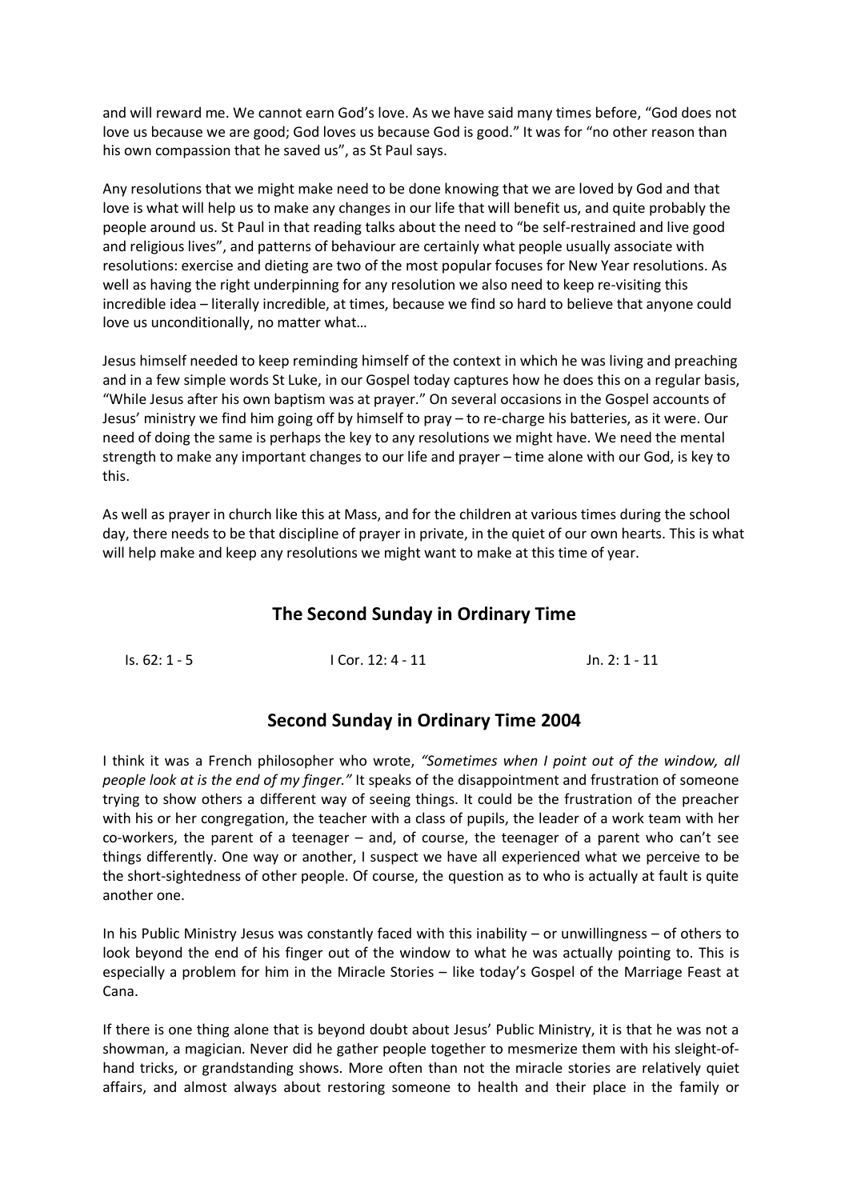and will reward me. We cannot earn God's love. As we have said many times before, "God does not love us because we are good; God loves us because God is good." It was for "no other reason than his own compassion that he saved us", as St Paul says.

Any resolutions that we might make need to be done knowing that we are loved by God and that love is what will help us to make any changes in our life that will benefit us, and quite probably the people around us. St Paul in that reading talks about the need to "be self-restrained and live good and religious lives", and patterns of behaviour are certainly what people usually associate with resolutions: exercise and dieting are two of the most popular focuses for New Year resolutions. As well as having the right underpinning for any resolution we also need to keep re-visiting this incredible idea – literally incredible, at times, because we find so hard to believe that anyone could love us unconditionally, no matter what…

Jesus himself needed to keep reminding himself of the context in which he was living and preaching and in a few simple words St Luke, in our Gospel today captures how he does this on a regular basis, "While Jesus after his own baptism was at prayer." On several occasions in the Gospel accounts of Jesus' ministry we find him going off by himself to pray – to re-charge his batteries, as it were. Our need of doing the same is perhaps the key to any resolutions we might have. We need the mental strength to make any important changes to our life and prayer – time alone with our God, is key to this.

As well as prayer in church like this at Mass, and for the children at various times during the school day, there needs to be that discipline of prayer in private, in the quiet of our own hearts. This is what will help make and keep any resolutions we might want to make at this time of year.

## The Second Sunday in Ordinary Time

Is. 62: 1 - 5 &nbsp;&nbsp;&nbsp;&nbsp;&nbsp;&nbsp;&nbsp;&nbsp; I Cor. 12: 4 - 11 &nbsp;&nbsp;&nbsp;&nbsp;&nbsp;&nbsp;&nbsp;&nbsp; Jn. 2: 1 - 11

## Second Sunday in Ordinary Time 2004

I think it was a French philosopher who wrote, *"Sometimes when I point out of the window, all people look at is the end of my finger."* It speaks of the disappointment and frustration of someone trying to show others a different way of seeing things. It could be the frustration of the preacher with his or her congregation, the teacher with a class of pupils, the leader of a work team with her co-workers, the parent of a teenager – and, of course, the teenager of a parent who can't see things differently. One way or another, I suspect we have all experienced what we perceive to be the short-sightedness of other people. Of course, the question as to who is actually at fault is quite another one.

In his Public Ministry Jesus was constantly faced with this inability – or unwillingness – of others to look beyond the end of his finger out of the window to what he was actually pointing to. This is especially a problem for him in the Miracle Stories – like today's Gospel of the Marriage Feast at Cana.

If there is one thing alone that is beyond doubt about Jesus' Public Ministry, it is that he was not a showman, a magician. Never did he gather people together to mesmerize them with his sleight-of-hand tricks, or grandstanding shows. More often than not the miracle stories are relatively quiet affairs, and almost always about restoring someone to health and their place in the family or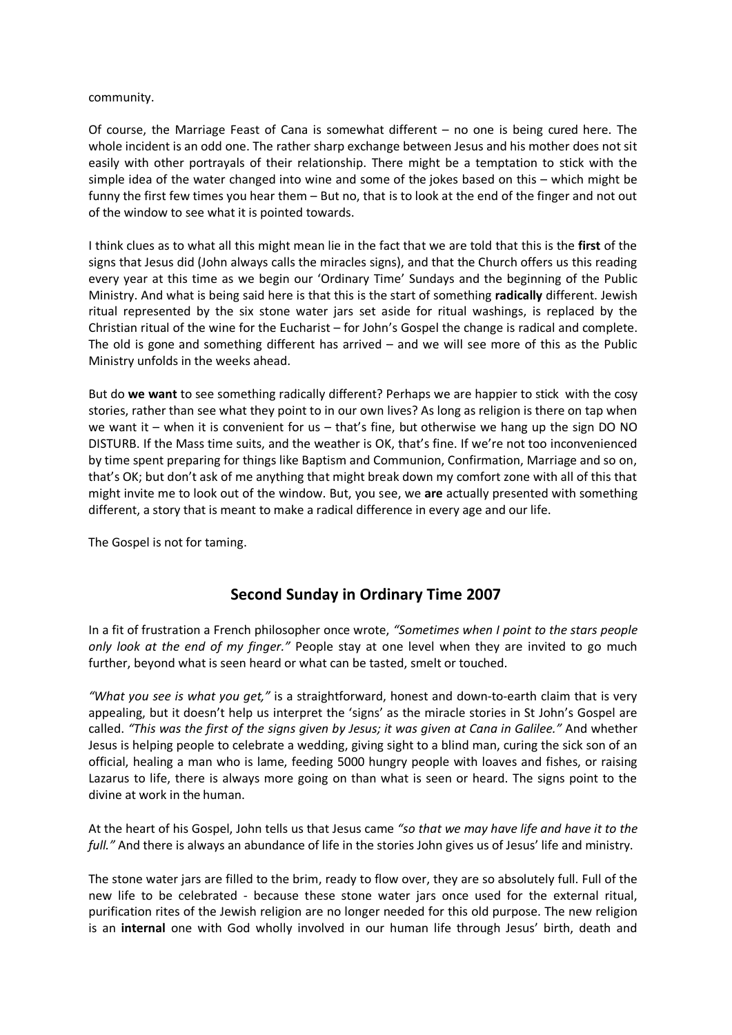community.

Of course, the Marriage Feast of Cana is somewhat different – no one is being cured here. The whole incident is an odd one. The rather sharp exchange between Jesus and his mother does not sit easily with other portrayals of their relationship. There might be a temptation to stick with the simple idea of the water changed into wine and some of the jokes based on this – which might be funny the first few times you hear them – But no, that is to look at the end of the finger and not out of the window to see what it is pointed towards.

I think clues as to what all this might mean lie in the fact that we are told that this is the **first** of the signs that Jesus did (John always calls the miracles signs), and that the Church offers us this reading every year at this time as we begin our 'Ordinary Time' Sundays and the beginning of the Public Ministry. And what is being said here is that this is the start of something **radically** different. Jewish ritual represented by the six stone water jars set aside for ritual washings, is replaced by the Christian ritual of the wine for the Eucharist – for John's Gospel the change is radical and complete. The old is gone and something different has arrived – and we will see more of this as the Public Ministry unfolds in the weeks ahead.

But do **we want** to see something radically different? Perhaps we are happier to stick with the cosy stories, rather than see what they point to in our own lives? As long as religion is there on tap when we want it – when it is convenient for us – that's fine, but otherwise we hang up the sign DO NO DISTURB. If the Mass time suits, and the weather is OK, that's fine. If we're not too inconvenienced by time spent preparing for things like Baptism and Communion, Confirmation, Marriage and so on, that's OK; but don't ask of me anything that might break down my comfort zone with all of this that might invite me to look out of the window. But, you see, we **are** actually presented with something different, a story that is meant to make a radical difference in every age and our life.

The Gospel is not for taming.

## Second Sunday in Ordinary Time 2007

In a fit of frustration a French philosopher once wrote, *"Sometimes when I point to the stars people only look at the end of my finger."* People stay at one level when they are invited to go much further, beyond what is seen heard or what can be tasted, smelt or touched.

*"What you see is what you get,"* is a straightforward, honest and down-to-earth claim that is very appealing, but it doesn't help us interpret the 'signs' as the miracle stories in St John's Gospel are called. *"This was the first of the signs given by Jesus; it was given at Cana in Galilee."* And whether Jesus is helping people to celebrate a wedding, giving sight to a blind man, curing the sick son of an official, healing a man who is lame, feeding 5000 hungry people with loaves and fishes, or raising Lazarus to life, there is always more going on than what is seen or heard. The signs point to the divine at work in the human.

At the heart of his Gospel, John tells us that Jesus came *"so that we may have life and have it to the full."* And there is always an abundance of life in the stories John gives us of Jesus' life and ministry.

The stone water jars are filled to the brim, ready to flow over, they are so absolutely full. Full of the new life to be celebrated - because these stone water jars once used for the external ritual, purification rites of the Jewish religion are no longer needed for this old purpose. The new religion is an **internal** one with God wholly involved in our human life through Jesus' birth, death and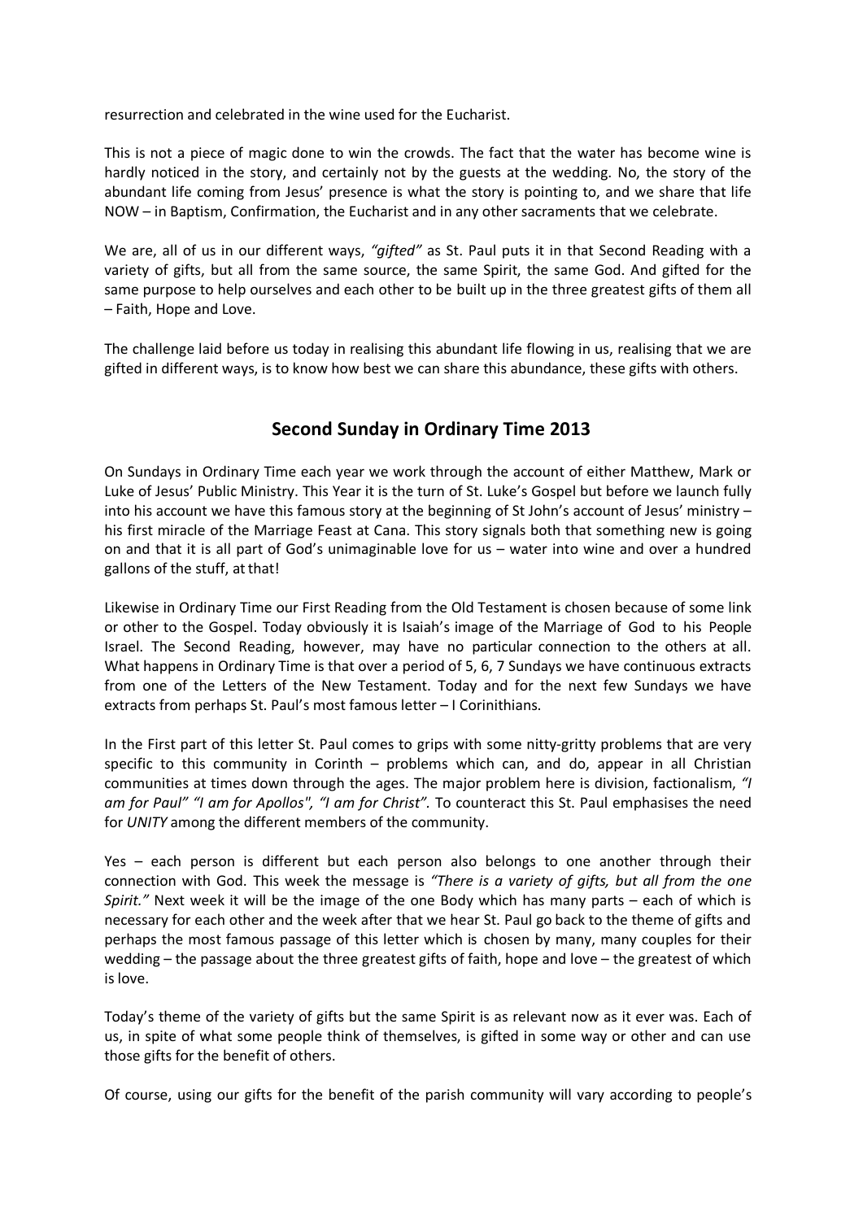resurrection and celebrated in the wine used for the Eucharist.

This is not a piece of magic done to win the crowds. The fact that the water has become wine is hardly noticed in the story, and certainly not by the guests at the wedding. No, the story of the abundant life coming from Jesus' presence is what the story is pointing to, and we share that life NOW – in Baptism, Confirmation, the Eucharist and in any other sacraments that we celebrate.

We are, all of us in our different ways, *"gifted"* as St. Paul puts it in that Second Reading with a variety of gifts, but all from the same source, the same Spirit, the same God. And gifted for the same purpose to help ourselves and each other to be built up in the three greatest gifts of them all – Faith, Hope and Love.

The challenge laid before us today in realising this abundant life flowing in us, realising that we are gifted in different ways, is to know how best we can share this abundance, these gifts with others.

## Second Sunday in Ordinary Time 2013

On Sundays in Ordinary Time each year we work through the account of either Matthew, Mark or Luke of Jesus' Public Ministry. This Year it is the turn of St. Luke's Gospel but before we launch fully into his account we have this famous story at the beginning of St John's account of Jesus' ministry – his first miracle of the Marriage Feast at Cana. This story signals both that something new is going on and that it is all part of God's unimaginable love for us – water into wine and over a hundred gallons of the stuff, at that!

Likewise in Ordinary Time our First Reading from the Old Testament is chosen because of some link or other to the Gospel. Today obviously it is Isaiah's image of the Marriage of God to his People Israel. The Second Reading, however, may have no particular connection to the others at all. What happens in Ordinary Time is that over a period of 5, 6, 7 Sundays we have continuous extracts from one of the Letters of the New Testament. Today and for the next few Sundays we have extracts from perhaps St. Paul's most famous letter – I Corinithians.

In the First part of this letter St. Paul comes to grips with some nitty-gritty problems that are very specific to this community in Corinth – problems which can, and do, appear in all Christian communities at times down through the ages. The major problem here is division, factionalism, *"I am for Paul" "I am for Apollos", "I am for Christ".* To counteract this St. Paul emphasises the need for *UNITY* among the different members of the community.

Yes – each person is different but each person also belongs to one another through their connection with God. This week the message is *"There is a variety of gifts, but all from the one Spirit."* Next week it will be the image of the one Body which has many parts – each of which is necessary for each other and the week after that we hear St. Paul go back to the theme of gifts and perhaps the most famous passage of this letter which is chosen by many, many couples for their wedding – the passage about the three greatest gifts of faith, hope and love – the greatest of which is love.

Today's theme of the variety of gifts but the same Spirit is as relevant now as it ever was. Each of us, in spite of what some people think of themselves, is gifted in some way or other and can use those gifts for the benefit of others.

Of course, using our gifts for the benefit of the parish community will vary according to people's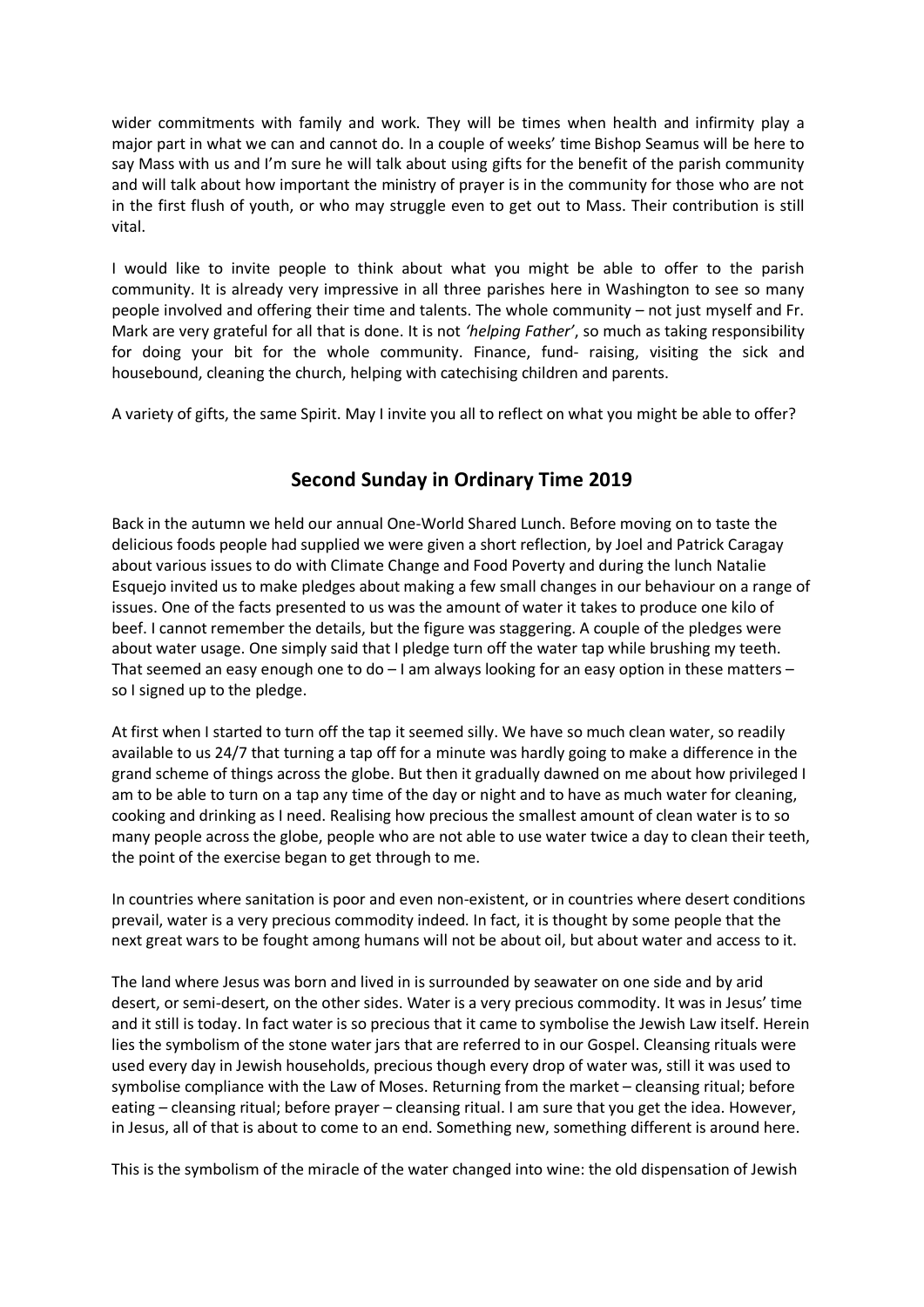wider commitments with family and work. They will be times when health and infirmity play a major part in what we can and cannot do. In a couple of weeks' time Bishop Seamus will be here to say Mass with us and I'm sure he will talk about using gifts for the benefit of the parish community and will talk about how important the ministry of prayer is in the community for those who are not in the first flush of youth, or who may struggle even to get out to Mass. Their contribution is still vital.

I would like to invite people to think about what you might be able to offer to the parish community. It is already very impressive in all three parishes here in Washington to see so many people involved and offering their time and talents. The whole community – not just myself and Fr. Mark are very grateful for all that is done. It is not *'helping Father'*, so much as taking responsibility for doing your bit for the whole community. Finance, fund- raising, visiting the sick and housebound, cleaning the church, helping with catechising children and parents.

A variety of gifts, the same Spirit. May I invite you all to reflect on what you might be able to offer?

## Second Sunday in Ordinary Time 2019

Back in the autumn we held our annual One-World Shared Lunch. Before moving on to taste the delicious foods people had supplied we were given a short reflection, by Joel and Patrick Caragay about various issues to do with Climate Change and Food Poverty and during the lunch Natalie Esquejo invited us to make pledges about making a few small changes in our behaviour on a range of issues. One of the facts presented to us was the amount of water it takes to produce one kilo of beef. I cannot remember the details, but the figure was staggering. A couple of the pledges were about water usage. One simply said that I pledge turn off the water tap while brushing my teeth. That seemed an easy enough one to do – I am always looking for an easy option in these matters – so I signed up to the pledge.

At first when I started to turn off the tap it seemed silly. We have so much clean water, so readily available to us 24/7 that turning a tap off for a minute was hardly going to make a difference in the grand scheme of things across the globe. But then it gradually dawned on me about how privileged I am to be able to turn on a tap any time of the day or night and to have as much water for cleaning, cooking and drinking as I need. Realising how precious the smallest amount of clean water is to so many people across the globe, people who are not able to use water twice a day to clean their teeth, the point of the exercise began to get through to me.

In countries where sanitation is poor and even non-existent, or in countries where desert conditions prevail, water is a very precious commodity indeed. In fact, it is thought by some people that the next great wars to be fought among humans will not be about oil, but about water and access to it.

The land where Jesus was born and lived in is surrounded by seawater on one side and by arid desert, or semi-desert, on the other sides. Water is a very precious commodity. It was in Jesus' time and it still is today. In fact water is so precious that it came to symbolise the Jewish Law itself. Herein lies the symbolism of the stone water jars that are referred to in our Gospel. Cleansing rituals were used every day in Jewish households, precious though every drop of water was, still it was used to symbolise compliance with the Law of Moses. Returning from the market – cleansing ritual; before eating – cleansing ritual; before prayer – cleansing ritual. I am sure that you get the idea. However, in Jesus, all of that is about to come to an end. Something new, something different is around here.

This is the symbolism of the miracle of the water changed into wine: the old dispensation of Jewish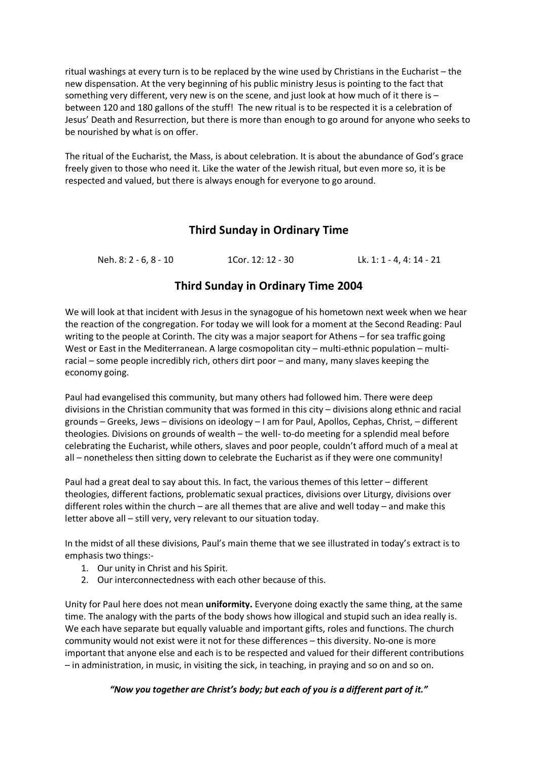ritual washings at every turn is to be replaced by the wine used by Christians in the Eucharist – the new dispensation. At the very beginning of his public ministry Jesus is pointing to the fact that something very different, very new is on the scene, and just look at how much of it there is – between 120 and 180 gallons of the stuff! The new ritual is to be respected it is a celebration of Jesus' Death and Resurrection, but there is more than enough to go around for anyone who seeks to be nourished by what is on offer.

The ritual of the Eucharist, the Mass, is about celebration. It is about the abundance of God's grace freely given to those who need it. Like the water of the Jewish ritual, but even more so, it is be respected and valued, but there is always enough for everyone to go around.

## Third Sunday in Ordinary Time

Neh. 8: 2 - 6, 8 - 10 1Cor. 12: 12 - 30 Lk. 1: 1 - 4, 4: 14 - 21

## Third Sunday in Ordinary Time 2004

We will look at that incident with Jesus in the synagogue of his hometown next week when we hear the reaction of the congregation. For today we will look for a moment at the Second Reading: Paul writing to the people at Corinth. The city was a major seaport for Athens – for sea traffic going West or East in the Mediterranean. A large cosmopolitan city – multi-ethnic population – multi-racial – some people incredibly rich, others dirt poor – and many, many slaves keeping the economy going.

Paul had evangelised this community, but many others had followed him. There were deep divisions in the Christian community that was formed in this city – divisions along ethnic and racial grounds – Greeks, Jews – divisions on ideology – I am for Paul, Apollos, Cephas, Christ, – different theologies. Divisions on grounds of wealth – the well- to-do meeting for a splendid meal before celebrating the Eucharist, while others, slaves and poor people, couldn't afford much of a meal at all – nonetheless then sitting down to celebrate the Eucharist as if they were one community!

Paul had a great deal to say about this. In fact, the various themes of this letter – different theologies, different factions, problematic sexual practices, divisions over Liturgy, divisions over different roles within the church – are all themes that are alive and well today – and make this letter above all – still very, very relevant to our situation today.

In the midst of all these divisions, Paul's main theme that we see illustrated in today's extract is to emphasis two things:-

1. Our unity in Christ and his Spirit.
2. Our interconnectedness with each other because of this.

Unity for Paul here does not mean **uniformity.** Everyone doing exactly the same thing, at the same time. The analogy with the parts of the body shows how illogical and stupid such an idea really is. We each have separate but equally valuable and important gifts, roles and functions. The church community would not exist were it not for these differences – this diversity. No-one is more important that anyone else and each is to be respected and valued for their different contributions – in administration, in music, in visiting the sick, in teaching, in praying and so on and so on.

***"Now you together are Christ's body; but each of you is a different part of it."***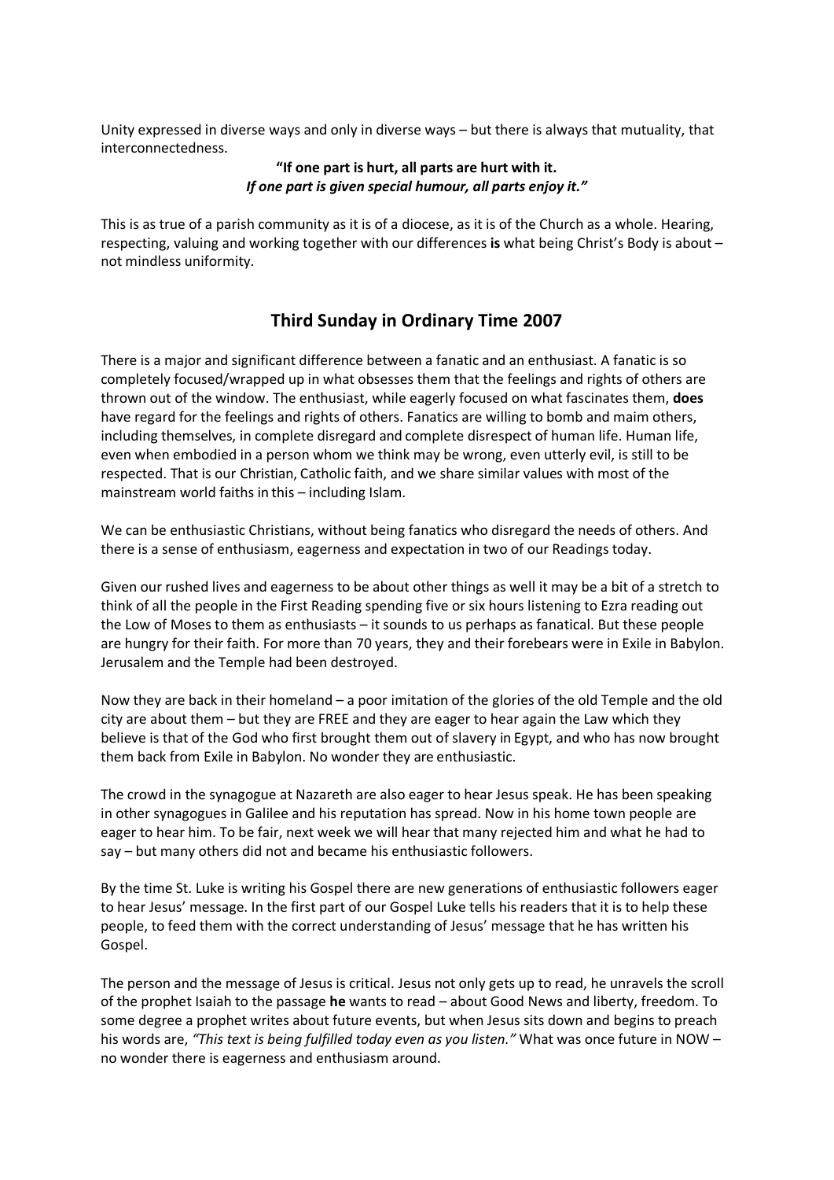Unity expressed in diverse ways and only in diverse ways – but there is always that mutuality, that interconnectedness.

**"If one part is hurt, all parts are hurt with it.**
***If one part is given special humour, all parts enjoy it."***

This is as true of a parish community as it is of a diocese, as it is of the Church as a whole. Hearing, respecting, valuing and working together with our differences **is** what being Christ's Body is about – not mindless uniformity.

## Third Sunday in Ordinary Time 2007

There is a major and significant difference between a fanatic and an enthusiast. A fanatic is so completely focused/wrapped up in what obsesses them that the feelings and rights of others are thrown out of the window. The enthusiast, while eagerly focused on what fascinates them, **does** have regard for the feelings and rights of others. Fanatics are willing to bomb and maim others, including themselves, in complete disregard and complete disrespect of human life. Human life, even when embodied in a person whom we think may be wrong, even utterly evil, is still to be respected. That is our Christian, Catholic faith, and we share similar values with most of the mainstream world faiths in this – including Islam.

We can be enthusiastic Christians, without being fanatics who disregard the needs of others. And there is a sense of enthusiasm, eagerness and expectation in two of our Readings today.

Given our rushed lives and eagerness to be about other things as well it may be a bit of a stretch to think of all the people in the First Reading spending five or six hours listening to Ezra reading out the Low of Moses to them as enthusiasts – it sounds to us perhaps as fanatical. But these people are hungry for their faith. For more than 70 years, they and their forebears were in Exile in Babylon. Jerusalem and the Temple had been destroyed.

Now they are back in their homeland – a poor imitation of the glories of the old Temple and the old city are about them – but they are FREE and they are eager to hear again the Law which they believe is that of the God who first brought them out of slavery in Egypt, and who has now brought them back from Exile in Babylon. No wonder they are enthusiastic.

The crowd in the synagogue at Nazareth are also eager to hear Jesus speak. He has been speaking in other synagogues in Galilee and his reputation has spread. Now in his home town people are eager to hear him. To be fair, next week we will hear that many rejected him and what he had to say – but many others did not and became his enthusiastic followers.

By the time St. Luke is writing his Gospel there are new generations of enthusiastic followers eager to hear Jesus' message. In the first part of our Gospel Luke tells his readers that it is to help these people, to feed them with the correct understanding of Jesus' message that he has written his Gospel.

The person and the message of Jesus is critical. Jesus not only gets up to read, he unravels the scroll of the prophet Isaiah to the passage **he** wants to read – about Good News and liberty, freedom. To some degree a prophet writes about future events, but when Jesus sits down and begins to preach his words are, *"This text is being fulfilled today even as you listen."* What was once future in NOW – no wonder there is eagerness and enthusiasm around.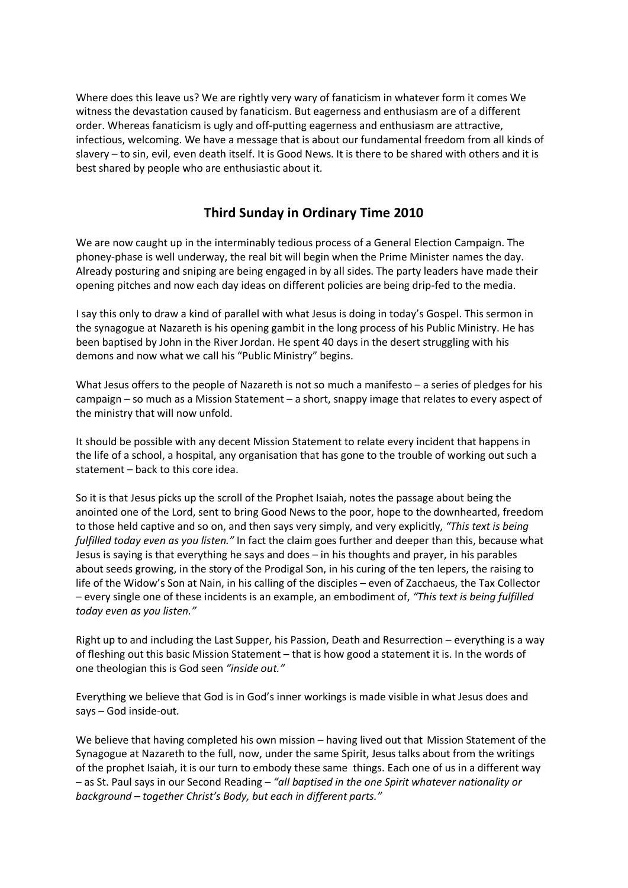Where does this leave us? We are rightly very wary of fanaticism in whatever form it comes We witness the devastation caused by fanaticism. But eagerness and enthusiasm are of a different order. Whereas fanaticism is ugly and off-putting eagerness and enthusiasm are attractive, infectious, welcoming. We have a message that is about our fundamental freedom from all kinds of slavery – to sin, evil, even death itself. It is Good News. It is there to be shared with others and it is best shared by people who are enthusiastic about it.

## Third Sunday in Ordinary Time 2010

We are now caught up in the interminably tedious process of a General Election Campaign. The phoney-phase is well underway, the real bit will begin when the Prime Minister names the day. Already posturing and sniping are being engaged in by all sides. The party leaders have made their opening pitches and now each day ideas on different policies are being drip-fed to the media.

I say this only to draw a kind of parallel with what Jesus is doing in today's Gospel. This sermon in the synagogue at Nazareth is his opening gambit in the long process of his Public Ministry. He has been baptised by John in the River Jordan. He spent 40 days in the desert struggling with his demons and now what we call his "Public Ministry" begins.

What Jesus offers to the people of Nazareth is not so much a manifesto – a series of pledges for his campaign – so much as a Mission Statement – a short, snappy image that relates to every aspect of the ministry that will now unfold.

It should be possible with any decent Mission Statement to relate every incident that happens in the life of a school, a hospital, any organisation that has gone to the trouble of working out such a statement – back to this core idea.

So it is that Jesus picks up the scroll of the Prophet Isaiah, notes the passage about being the anointed one of the Lord, sent to bring Good News to the poor, hope to the downhearted, freedom to those held captive and so on, and then says very simply, and very explicitly, *"This text is being fulfilled today even as you listen."* In fact the claim goes further and deeper than this, because what Jesus is saying is that everything he says and does – in his thoughts and prayer, in his parables about seeds growing, in the story of the Prodigal Son, in his curing of the ten lepers, the raising to life of the Widow's Son at Nain, in his calling of the disciples – even of Zacchaeus, the Tax Collector – every single one of these incidents is an example, an embodiment of, *"This text is being fulfilled today even as you listen."*

Right up to and including the Last Supper, his Passion, Death and Resurrection – everything is a way of fleshing out this basic Mission Statement – that is how good a statement it is. In the words of one theologian this is God seen *"inside out."*

Everything we believe that God is in God's inner workings is made visible in what Jesus does and says – God inside-out.

We believe that having completed his own mission – having lived out that Mission Statement of the Synagogue at Nazareth to the full, now, under the same Spirit, Jesus talks about from the writings of the prophet Isaiah, it is our turn to embody these same things. Each one of us in a different way – as St. Paul says in our Second Reading – *"all baptised in the one Spirit whatever nationality or background – together Christ's Body, but each in different parts."*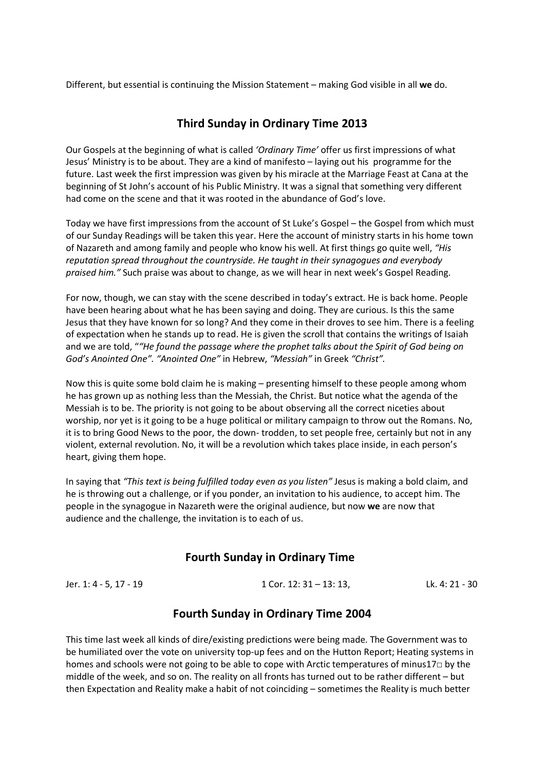Different, but essential is continuing the Mission Statement – making God visible in all **we** do.

## Third Sunday in Ordinary Time 2013

Our Gospels at the beginning of what is called *'Ordinary Time'* offer us first impressions of what Jesus' Ministry is to be about. They are a kind of manifesto – laying out his programme for the future. Last week the first impression was given by his miracle at the Marriage Feast at Cana at the beginning of St John's account of his Public Ministry. It was a signal that something very different had come on the scene and that it was rooted in the abundance of God's love.

Today we have first impressions from the account of St Luke's Gospel – the Gospel from which must of our Sunday Readings will be taken this year. Here the account of ministry starts in his home town of Nazareth and among family and people who know his well. At first things go quite well, *"His reputation spread throughout the countryside. He taught in their synagogues and everybody praised him."* Such praise was about to change, as we will hear in next week's Gospel Reading.

For now, though, we can stay with the scene described in today's extract. He is back home. People have been hearing about what he has been saying and doing. They are curious. Is this the same Jesus that they have known for so long? And they come in their droves to see him. There is a feeling of expectation when he stands up to read. He is given the scroll that contains the writings of Isaiah and we are told, "*"He found the passage where the prophet talks about the Spirit of God being on God's Anointed One". "Anointed One"* in Hebrew, *"Messiah"* in Greek *"Christ".*

Now this is quite some bold claim he is making – presenting himself to these people among whom he has grown up as nothing less than the Messiah, the Christ. But notice what the agenda of the Messiah is to be. The priority is not going to be about observing all the correct niceties about worship, nor yet is it going to be a huge political or military campaign to throw out the Romans. No, it is to bring Good News to the poor, the down- trodden, to set people free, certainly but not in any violent, external revolution. No, it will be a revolution which takes place inside, in each person's heart, giving them hope.

In saying that *"This text is being fulfilled today even as you listen"* Jesus is making a bold claim, and he is throwing out a challenge, or if you ponder, an invitation to his audience, to accept him. The people in the synagogue in Nazareth were the original audience, but now **we** are now that audience and the challenge, the invitation is to each of us.

## Fourth Sunday in Ordinary Time

Jer. 1: 4 - 5, 17 - 19 &nbsp;&nbsp;&nbsp;&nbsp; 1 Cor. 12: 31 – 13: 13, &nbsp;&nbsp;&nbsp;&nbsp; Lk. 4: 21 - 30

## Fourth Sunday in Ordinary Time 2004

This time last week all kinds of dire/existing predictions were being made. The Government was to be humiliated over the vote on university top-up fees and on the Hutton Report; Heating systems in homes and schools were not going to be able to cope with Arctic temperatures of minus17□ by the middle of the week, and so on. The reality on all fronts has turned out to be rather different – but then Expectation and Reality make a habit of not coinciding – sometimes the Reality is much better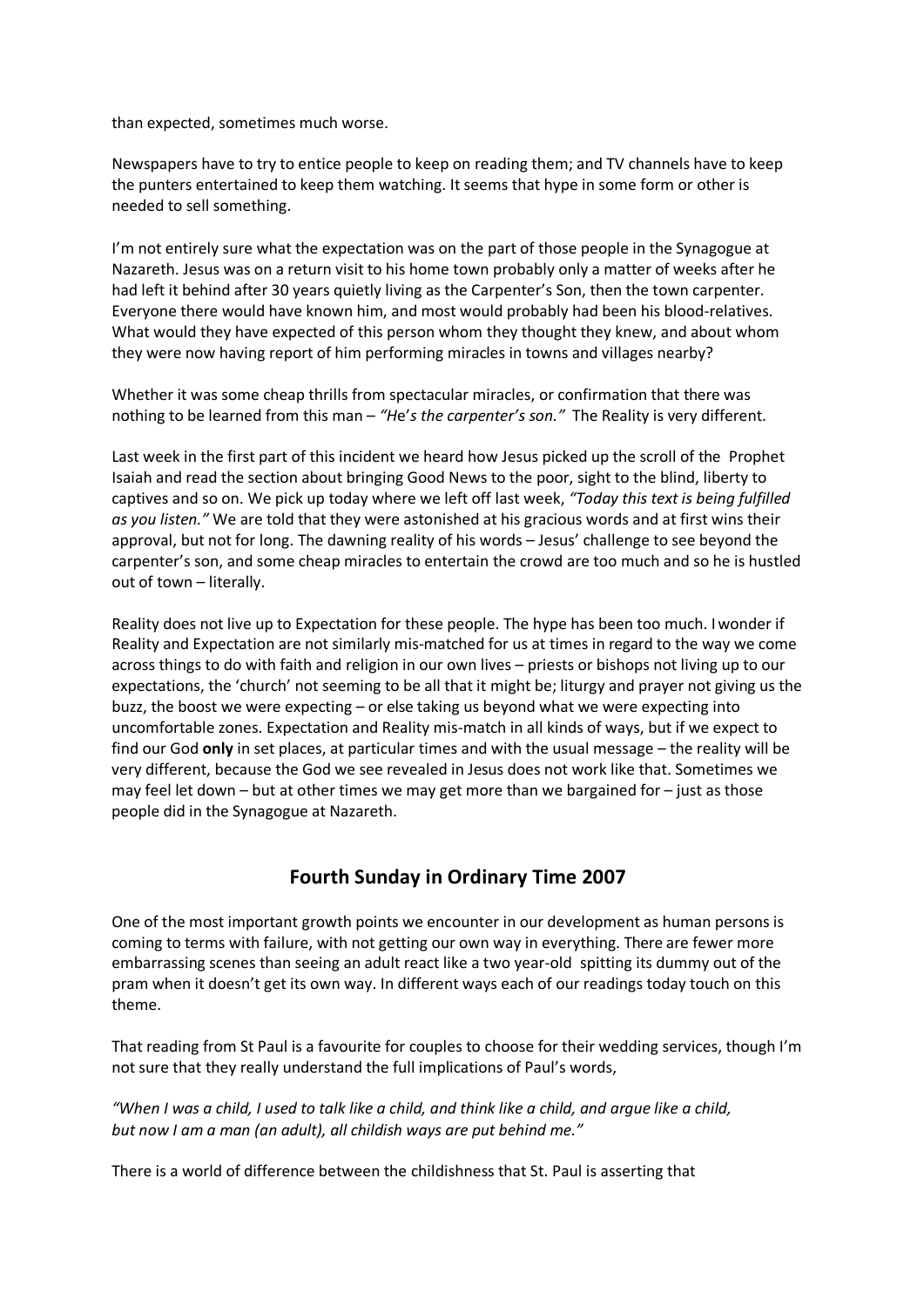than expected, sometimes much worse.

Newspapers have to try to entice people to keep on reading them; and TV channels have to keep the punters entertained to keep them watching. It seems that hype in some form or other is needed to sell something.

I'm not entirely sure what the expectation was on the part of those people in the Synagogue at Nazareth. Jesus was on a return visit to his home town probably only a matter of weeks after he had left it behind after 30 years quietly living as the Carpenter's Son, then the town carpenter. Everyone there would have known him, and most would probably had been his blood-relatives. What would they have expected of this person whom they thought they knew, and about whom they were now having report of him performing miracles in towns and villages nearby?

Whether it was some cheap thrills from spectacular miracles, or confirmation that there was nothing to be learned from this man – *"He's the carpenter's son."* The Reality is very different.

Last week in the first part of this incident we heard how Jesus picked up the scroll of the Prophet Isaiah and read the section about bringing Good News to the poor, sight to the blind, liberty to captives and so on. We pick up today where we left off last week, *"Today this text is being fulfilled as you listen."* We are told that they were astonished at his gracious words and at first wins their approval, but not for long. The dawning reality of his words – Jesus' challenge to see beyond the carpenter's son, and some cheap miracles to entertain the crowd are too much and so he is hustled out of town – literally.

Reality does not live up to Expectation for these people. The hype has been too much. I wonder if Reality and Expectation are not similarly mis-matched for us at times in regard to the way we come across things to do with faith and religion in our own lives – priests or bishops not living up to our expectations, the 'church' not seeming to be all that it might be; liturgy and prayer not giving us the buzz, the boost we were expecting – or else taking us beyond what we were expecting into uncomfortable zones. Expectation and Reality mis-match in all kinds of ways, but if we expect to find our God **only** in set places, at particular times and with the usual message – the reality will be very different, because the God we see revealed in Jesus does not work like that. Sometimes we may feel let down – but at other times we may get more than we bargained for – just as those people did in the Synagogue at Nazareth.

## Fourth Sunday in Ordinary Time 2007

One of the most important growth points we encounter in our development as human persons is coming to terms with failure, with not getting our own way in everything. There are fewer more embarrassing scenes than seeing an adult react like a two year-old spitting its dummy out of the pram when it doesn't get its own way. In different ways each of our readings today touch on this theme.

That reading from St Paul is a favourite for couples to choose for their wedding services, though I'm not sure that they really understand the full implications of Paul's words,

*"When I was a child, I used to talk like a child, and think like a child, and argue like a child, but now I am a man (an adult), all childish ways are put behind me."*

There is a world of difference between the childishness that St. Paul is asserting that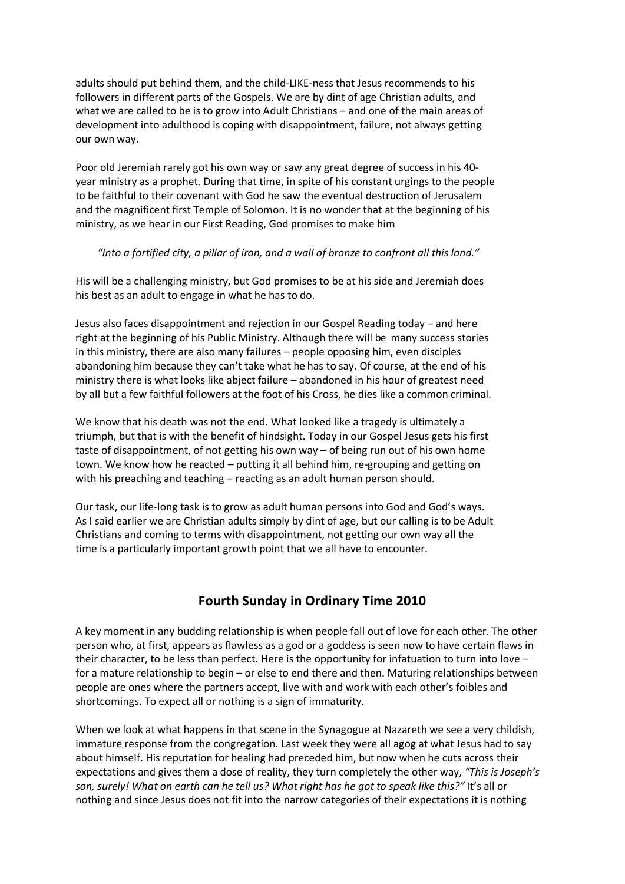adults should put behind them, and the child-LIKE-ness that Jesus recommends to his followers in different parts of the Gospels. We are by dint of age Christian adults, and what we are called to be is to grow into Adult Christians – and one of the main areas of development into adulthood is coping with disappointment, failure, not always getting our own way.

Poor old Jeremiah rarely got his own way or saw any great degree of success in his 40-year ministry as a prophet. During that time, in spite of his constant urgings to the people to be faithful to their covenant with God he saw the eventual destruction of Jerusalem and the magnificent first Temple of Solomon. It is no wonder that at the beginning of his ministry, as we hear in our First Reading, God promises to make him

*"Into a fortified city, a pillar of iron, and a wall of bronze to confront all this land."*

His will be a challenging ministry, but God promises to be at his side and Jeremiah does his best as an adult to engage in what he has to do.

Jesus also faces disappointment and rejection in our Gospel Reading today – and here right at the beginning of his Public Ministry. Although there will be many success stories in this ministry, there are also many failures – people opposing him, even disciples abandoning him because they can't take what he has to say. Of course, at the end of his ministry there is what looks like abject failure – abandoned in his hour of greatest need by all but a few faithful followers at the foot of his Cross, he dies like a common criminal.

We know that his death was not the end. What looked like a tragedy is ultimately a triumph, but that is with the benefit of hindsight. Today in our Gospel Jesus gets his first taste of disappointment, of not getting his own way – of being run out of his own home town. We know how he reacted – putting it all behind him, re-grouping and getting on with his preaching and teaching – reacting as an adult human person should.

Our task, our life-long task is to grow as adult human persons into God and God's ways. As I said earlier we are Christian adults simply by dint of age, but our calling is to be Adult Christians and coming to terms with disappointment, not getting our own way all the time is a particularly important growth point that we all have to encounter.

## Fourth Sunday in Ordinary Time 2010

A key moment in any budding relationship is when people fall out of love for each other. The other person who, at first, appears as flawless as a god or a goddess is seen now to have certain flaws in their character, to be less than perfect. Here is the opportunity for infatuation to turn into love – for a mature relationship to begin – or else to end there and then. Maturing relationships between people are ones where the partners accept, live with and work with each other's foibles and shortcomings. To expect all or nothing is a sign of immaturity.

When we look at what happens in that scene in the Synagogue at Nazareth we see a very childish, immature response from the congregation. Last week they were all agog at what Jesus had to say about himself. His reputation for healing had preceded him, but now when he cuts across their expectations and gives them a dose of reality, they turn completely the other way, *"This is Joseph's son, surely! What on earth can he tell us? What right has he got to speak like this?"* It's all or nothing and since Jesus does not fit into the narrow categories of their expectations it is nothing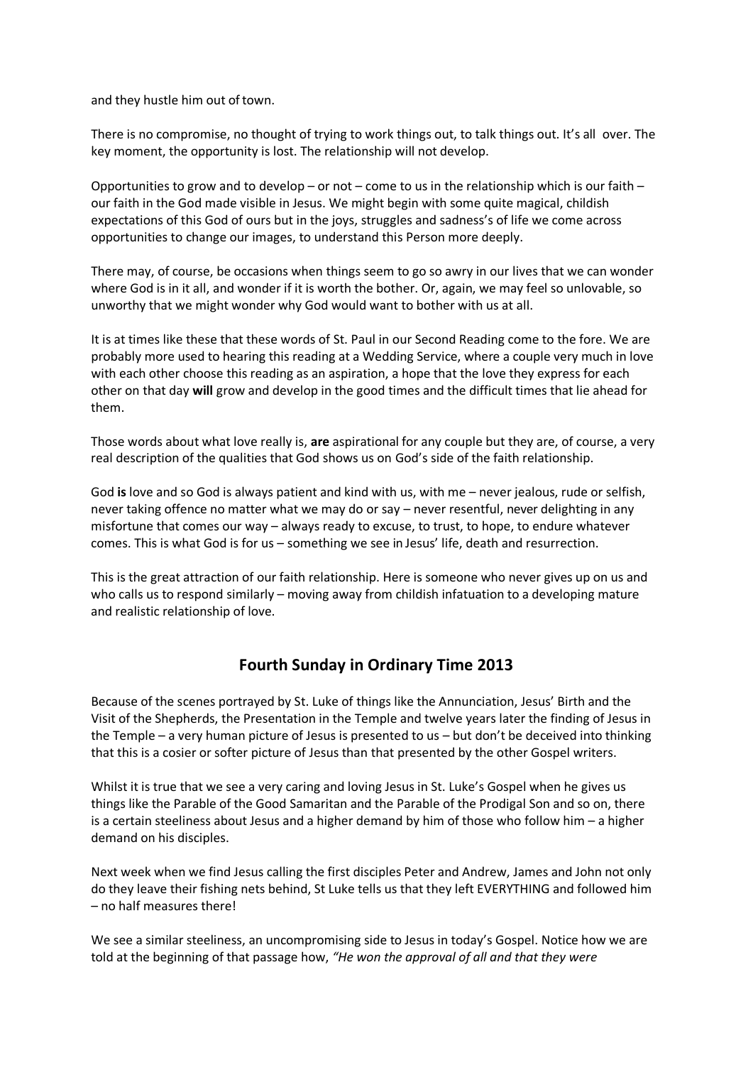and they hustle him out of town.

There is no compromise, no thought of trying to work things out, to talk things out. It's all over. The key moment, the opportunity is lost. The relationship will not develop.

Opportunities to grow and to develop – or not – come to us in the relationship which is our faith – our faith in the God made visible in Jesus. We might begin with some quite magical, childish expectations of this God of ours but in the joys, struggles and sadness's of life we come across opportunities to change our images, to understand this Person more deeply.

There may, of course, be occasions when things seem to go so awry in our lives that we can wonder where God is in it all, and wonder if it is worth the bother. Or, again, we may feel so unlovable, so unworthy that we might wonder why God would want to bother with us at all.

It is at times like these that these words of St. Paul in our Second Reading come to the fore. We are probably more used to hearing this reading at a Wedding Service, where a couple very much in love with each other choose this reading as an aspiration, a hope that the love they express for each other on that day **will** grow and develop in the good times and the difficult times that lie ahead for them.

Those words about what love really is, **are** aspirational for any couple but they are, of course, a very real description of the qualities that God shows us on God's side of the faith relationship.

God **is** love and so God is always patient and kind with us, with me – never jealous, rude or selfish, never taking offence no matter what we may do or say – never resentful, never delighting in any misfortune that comes our way – always ready to excuse, to trust, to hope, to endure whatever comes. This is what God is for us – something we see in Jesus' life, death and resurrection.

This is the great attraction of our faith relationship. Here is someone who never gives up on us and who calls us to respond similarly – moving away from childish infatuation to a developing mature and realistic relationship of love.

## Fourth Sunday in Ordinary Time 2013

Because of the scenes portrayed by St. Luke of things like the Annunciation, Jesus' Birth and the Visit of the Shepherds, the Presentation in the Temple and twelve years later the finding of Jesus in the Temple – a very human picture of Jesus is presented to us – but don't be deceived into thinking that this is a cosier or softer picture of Jesus than that presented by the other Gospel writers.

Whilst it is true that we see a very caring and loving Jesus in St. Luke's Gospel when he gives us things like the Parable of the Good Samaritan and the Parable of the Prodigal Son and so on, there is a certain steeliness about Jesus and a higher demand by him of those who follow him – a higher demand on his disciples.

Next week when we find Jesus calling the first disciples Peter and Andrew, James and John not only do they leave their fishing nets behind, St Luke tells us that they left EVERYTHING and followed him – no half measures there!

We see a similar steeliness, an uncompromising side to Jesus in today's Gospel. Notice how we are told at the beginning of that passage how, *"He won the approval of all and that they were*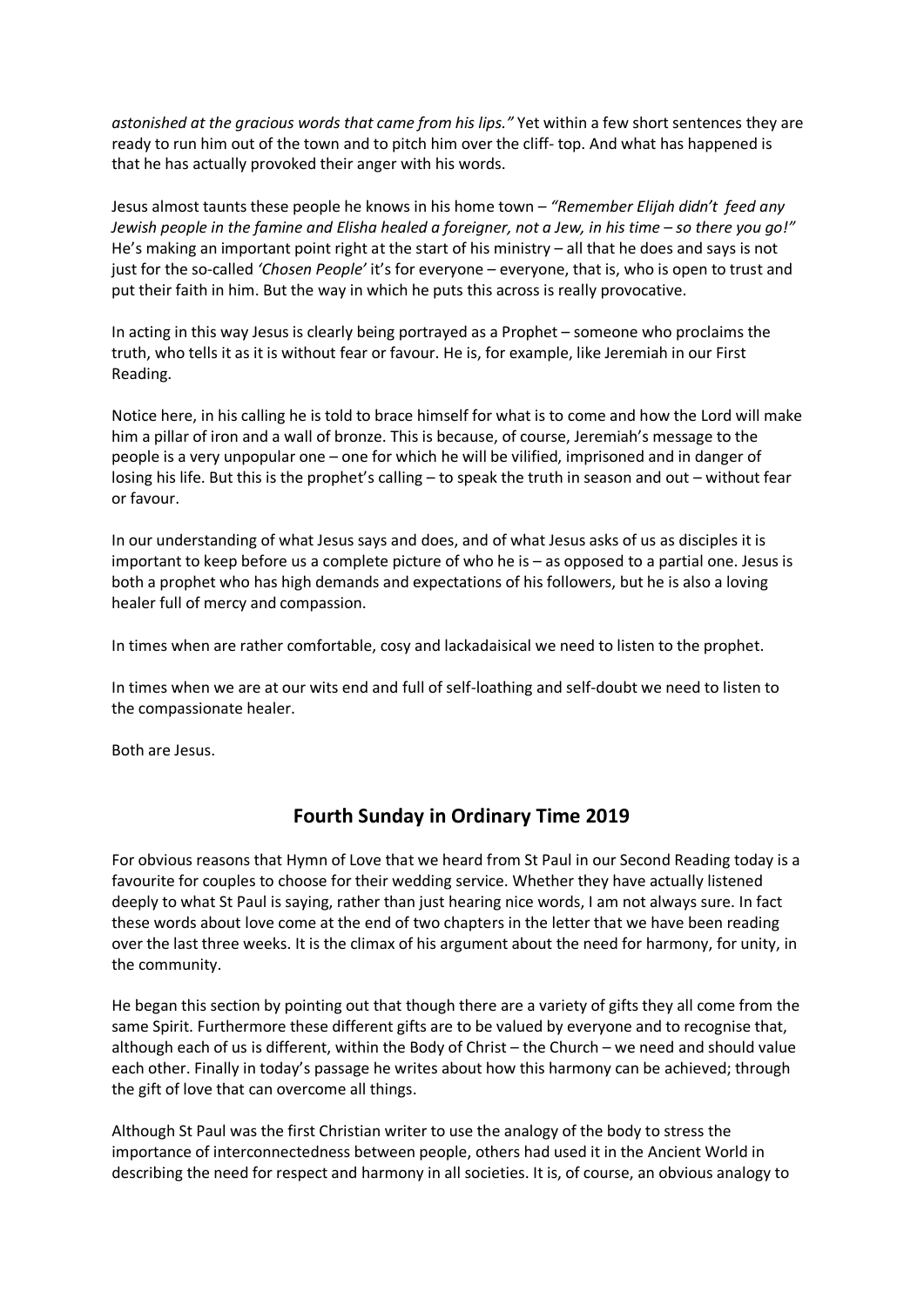*astonished at the gracious words that came from his lips."* Yet within a few short sentences they are ready to run him out of the town and to pitch him over the cliff- top. And what has happened is that he has actually provoked their anger with his words.

Jesus almost taunts these people he knows in his home town – *"Remember Elijah didn't feed any Jewish people in the famine and Elisha healed a foreigner, not a Jew, in his time – so there you go!"* He's making an important point right at the start of his ministry – all that he does and says is not just for the so-called *'Chosen People'* it's for everyone – everyone, that is, who is open to trust and put their faith in him. But the way in which he puts this across is really provocative.

In acting in this way Jesus is clearly being portrayed as a Prophet – someone who proclaims the truth, who tells it as it is without fear or favour. He is, for example, like Jeremiah in our First Reading.

Notice here, in his calling he is told to brace himself for what is to come and how the Lord will make him a pillar of iron and a wall of bronze. This is because, of course, Jeremiah's message to the people is a very unpopular one – one for which he will be vilified, imprisoned and in danger of losing his life. But this is the prophet's calling – to speak the truth in season and out – without fear or favour.

In our understanding of what Jesus says and does, and of what Jesus asks of us as disciples it is important to keep before us a complete picture of who he is – as opposed to a partial one. Jesus is both a prophet who has high demands and expectations of his followers, but he is also a loving healer full of mercy and compassion.

In times when are rather comfortable, cosy and lackadaisical we need to listen to the prophet.

In times when we are at our wits end and full of self-loathing and self-doubt we need to listen to the compassionate healer.

Both are Jesus.

## Fourth Sunday in Ordinary Time 2019

For obvious reasons that Hymn of Love that we heard from St Paul in our Second Reading today is a favourite for couples to choose for their wedding service. Whether they have actually listened deeply to what St Paul is saying, rather than just hearing nice words, I am not always sure. In fact these words about love come at the end of two chapters in the letter that we have been reading over the last three weeks. It is the climax of his argument about the need for harmony, for unity, in the community.

He began this section by pointing out that though there are a variety of gifts they all come from the same Spirit. Furthermore these different gifts are to be valued by everyone and to recognise that, although each of us is different, within the Body of Christ – the Church – we need and should value each other. Finally in today's passage he writes about how this harmony can be achieved; through the gift of love that can overcome all things.

Although St Paul was the first Christian writer to use the analogy of the body to stress the importance of interconnectedness between people, others had used it in the Ancient World in describing the need for respect and harmony in all societies. It is, of course, an obvious analogy to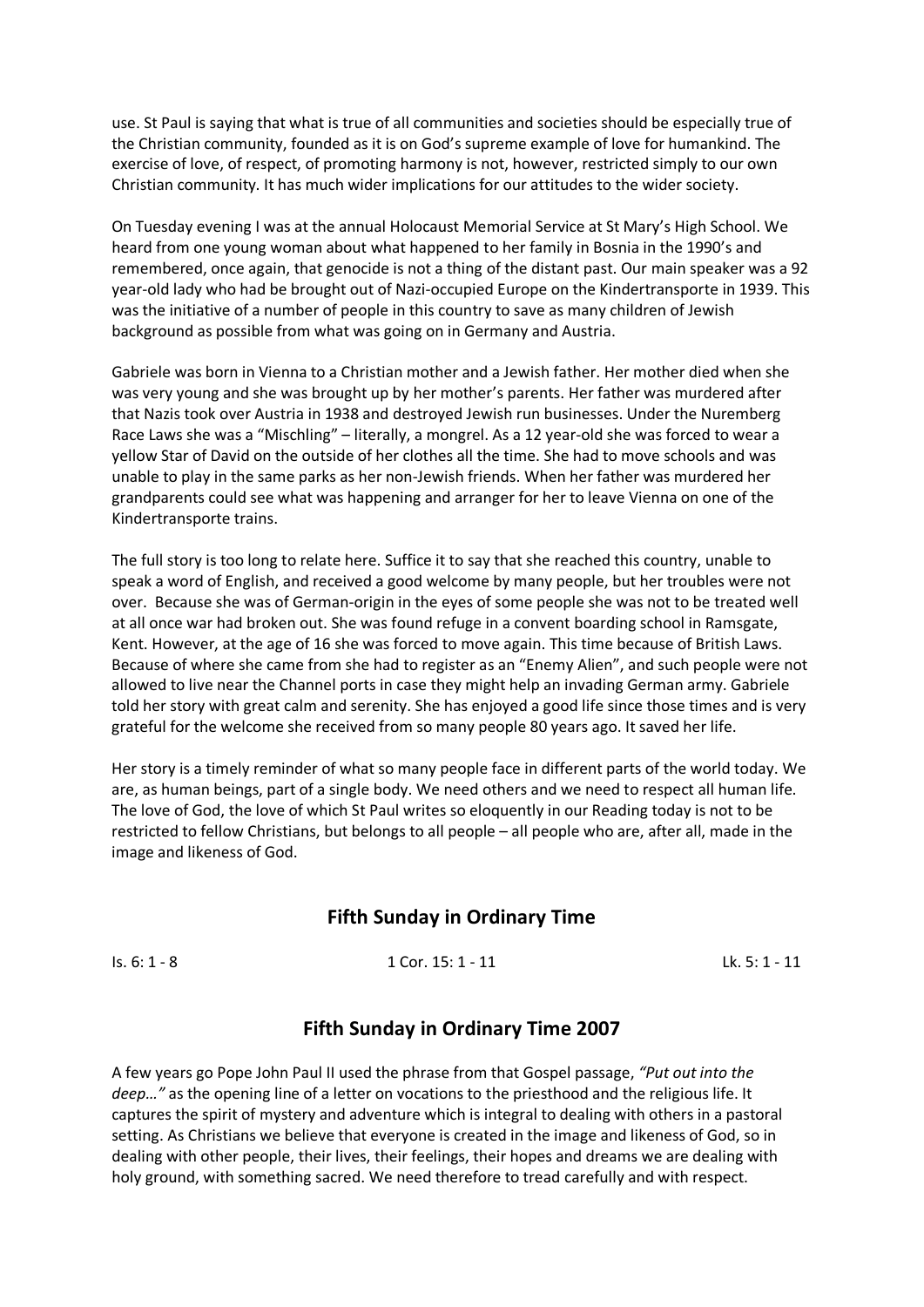use. St Paul is saying that what is true of all communities and societies should be especially true of the Christian community, founded as it is on God's supreme example of love for humankind. The exercise of love, of respect, of promoting harmony is not, however, restricted simply to our own Christian community. It has much wider implications for our attitudes to the wider society.

On Tuesday evening I was at the annual Holocaust Memorial Service at St Mary's High School. We heard from one young woman about what happened to her family in Bosnia in the 1990's and remembered, once again, that genocide is not a thing of the distant past. Our main speaker was a 92 year-old lady who had be brought out of Nazi-occupied Europe on the Kindertransporte in 1939. This was the initiative of a number of people in this country to save as many children of Jewish background as possible from what was going on in Germany and Austria.

Gabriele was born in Vienna to a Christian mother and a Jewish father. Her mother died when she was very young and she was brought up by her mother's parents. Her father was murdered after that Nazis took over Austria in 1938 and destroyed Jewish run businesses. Under the Nuremberg Race Laws she was a "Mischling" – literally, a mongrel. As a 12 year-old she was forced to wear a yellow Star of David on the outside of her clothes all the time. She had to move schools and was unable to play in the same parks as her non-Jewish friends. When her father was murdered her grandparents could see what was happening and arranger for her to leave Vienna on one of the Kindertransporte trains.

The full story is too long to relate here. Suffice it to say that she reached this country, unable to speak a word of English, and received a good welcome by many people, but her troubles were not over. Because she was of German-origin in the eyes of some people she was not to be treated well at all once war had broken out. She was found refuge in a convent boarding school in Ramsgate, Kent. However, at the age of 16 she was forced to move again. This time because of British Laws. Because of where she came from she had to register as an "Enemy Alien", and such people were not allowed to live near the Channel ports in case they might help an invading German army. Gabriele told her story with great calm and serenity. She has enjoyed a good life since those times and is very grateful for the welcome she received from so many people 80 years ago. It saved her life.

Her story is a timely reminder of what so many people face in different parts of the world today. We are, as human beings, part of a single body. We need others and we need to respect all human life. The love of God, the love of which St Paul writes so eloquently in our Reading today is not to be restricted to fellow Christians, but belongs to all people – all people who are, after all, made in the image and likeness of God.

## Fifth Sunday in Ordinary Time

Is. 6: 1 - 8 1 Cor. 15: 1 - 11 Lk. 5: 1 - 11

## Fifth Sunday in Ordinary Time 2007

A few years go Pope John Paul II used the phrase from that Gospel passage, *"Put out into the deep…"* as the opening line of a letter on vocations to the priesthood and the religious life. It captures the spirit of mystery and adventure which is integral to dealing with others in a pastoral setting. As Christians we believe that everyone is created in the image and likeness of God, so in dealing with other people, their lives, their feelings, their hopes and dreams we are dealing with holy ground, with something sacred. We need therefore to tread carefully and with respect.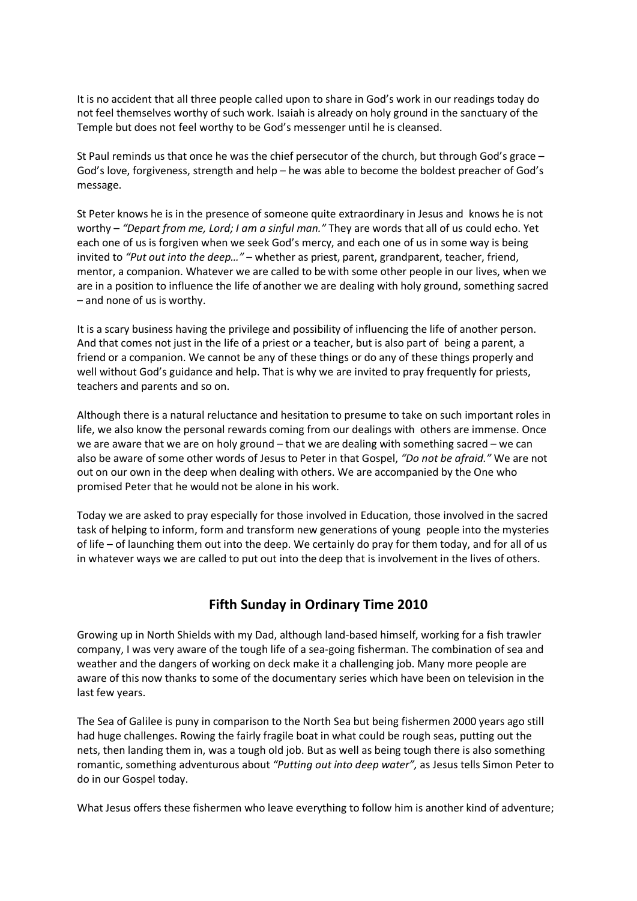It is no accident that all three people called upon to share in God's work in our readings today do not feel themselves worthy of such work. Isaiah is already on holy ground in the sanctuary of the Temple but does not feel worthy to be God's messenger until he is cleansed.

St Paul reminds us that once he was the chief persecutor of the church, but through God's grace – God's love, forgiveness, strength and help – he was able to become the boldest preacher of God's message.

St Peter knows he is in the presence of someone quite extraordinary in Jesus and knows he is not worthy – *"Depart from me, Lord; I am a sinful man."* They are words that all of us could echo. Yet each one of us is forgiven when we seek God's mercy, and each one of us in some way is being invited to *"Put out into the deep…"* – whether as priest, parent, grandparent, teacher, friend, mentor, a companion. Whatever we are called to be with some other people in our lives, when we are in a position to influence the life of another we are dealing with holy ground, something sacred – and none of us is worthy.

It is a scary business having the privilege and possibility of influencing the life of another person. And that comes not just in the life of a priest or a teacher, but is also part of being a parent, a friend or a companion. We cannot be any of these things or do any of these things properly and well without God's guidance and help. That is why we are invited to pray frequently for priests, teachers and parents and so on.

Although there is a natural reluctance and hesitation to presume to take on such important roles in life, we also know the personal rewards coming from our dealings with others are immense. Once we are aware that we are on holy ground – that we are dealing with something sacred – we can also be aware of some other words of Jesus to Peter in that Gospel, *"Do not be afraid."* We are not out on our own in the deep when dealing with others. We are accompanied by the One who promised Peter that he would not be alone in his work.

Today we are asked to pray especially for those involved in Education, those involved in the sacred task of helping to inform, form and transform new generations of young people into the mysteries of life – of launching them out into the deep. We certainly do pray for them today, and for all of us in whatever ways we are called to put out into the deep that is involvement in the lives of others.

## Fifth Sunday in Ordinary Time 2010

Growing up in North Shields with my Dad, although land-based himself, working for a fish trawler company, I was very aware of the tough life of a sea-going fisherman. The combination of sea and weather and the dangers of working on deck make it a challenging job. Many more people are aware of this now thanks to some of the documentary series which have been on television in the last few years.

The Sea of Galilee is puny in comparison to the North Sea but being fishermen 2000 years ago still had huge challenges. Rowing the fairly fragile boat in what could be rough seas, putting out the nets, then landing them in, was a tough old job. But as well as being tough there is also something romantic, something adventurous about *"Putting out into deep water",* as Jesus tells Simon Peter to do in our Gospel today.

What Jesus offers these fishermen who leave everything to follow him is another kind of adventure;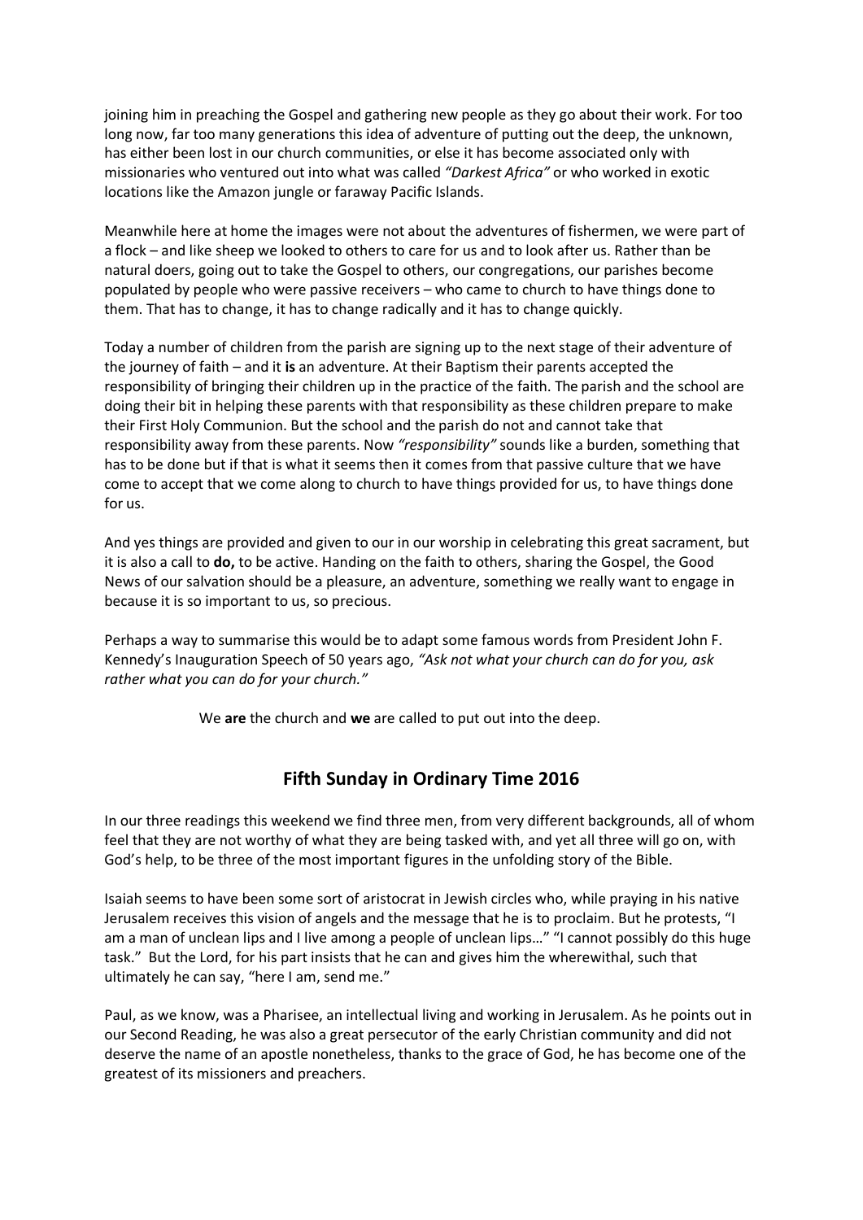joining him in preaching the Gospel and gathering new people as they go about their work. For too long now, far too many generations this idea of adventure of putting out the deep, the unknown, has either been lost in our church communities, or else it has become associated only with missionaries who ventured out into what was called *"Darkest Africa"* or who worked in exotic locations like the Amazon jungle or faraway Pacific Islands.

Meanwhile here at home the images were not about the adventures of fishermen, we were part of a flock – and like sheep we looked to others to care for us and to look after us. Rather than be natural doers, going out to take the Gospel to others, our congregations, our parishes become populated by people who were passive receivers – who came to church to have things done to them. That has to change, it has to change radically and it has to change quickly.

Today a number of children from the parish are signing up to the next stage of their adventure of the journey of faith – and it **is** an adventure. At their Baptism their parents accepted the responsibility of bringing their children up in the practice of the faith. The parish and the school are doing their bit in helping these parents with that responsibility as these children prepare to make their First Holy Communion. But the school and the parish do not and cannot take that responsibility away from these parents. Now *"responsibility"* sounds like a burden, something that has to be done but if that is what it seems then it comes from that passive culture that we have come to accept that we come along to church to have things provided for us, to have things done for us.

And yes things are provided and given to our in our worship in celebrating this great sacrament, but it is also a call to **do,** to be active. Handing on the faith to others, sharing the Gospel, the Good News of our salvation should be a pleasure, an adventure, something we really want to engage in because it is so important to us, so precious.

Perhaps a way to summarise this would be to adapt some famous words from President John F. Kennedy's Inauguration Speech of 50 years ago, *"Ask not what your church can do for you, ask rather what you can do for your church."*

We **are** the church and **we** are called to put out into the deep.

## Fifth Sunday in Ordinary Time 2016

In our three readings this weekend we find three men, from very different backgrounds, all of whom feel that they are not worthy of what they are being tasked with, and yet all three will go on, with God's help, to be three of the most important figures in the unfolding story of the Bible.

Isaiah seems to have been some sort of aristocrat in Jewish circles who, while praying in his native Jerusalem receives this vision of angels and the message that he is to proclaim. But he protests, "I am a man of unclean lips and I live among a people of unclean lips…" "I cannot possibly do this huge task." But the Lord, for his part insists that he can and gives him the wherewithal, such that ultimately he can say, "here I am, send me."

Paul, as we know, was a Pharisee, an intellectual living and working in Jerusalem. As he points out in our Second Reading, he was also a great persecutor of the early Christian community and did not deserve the name of an apostle nonetheless, thanks to the grace of God, he has become one of the greatest of its missioners and preachers.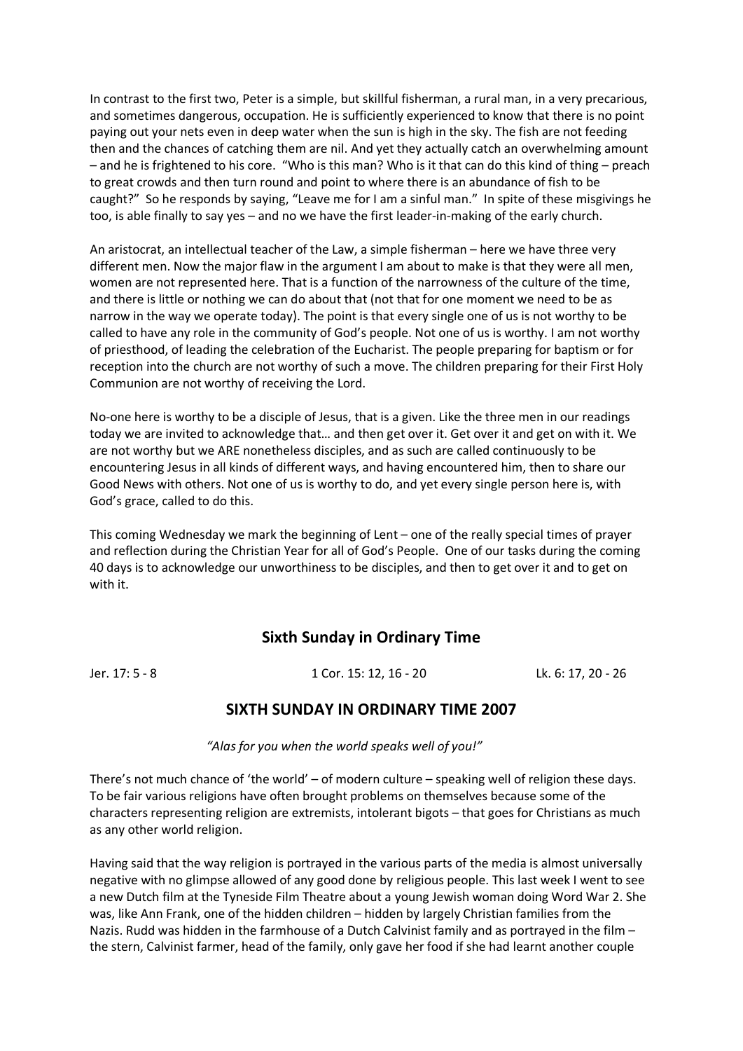In contrast to the first two, Peter is a simple, but skillful fisherman, a rural man, in a very precarious, and sometimes dangerous, occupation. He is sufficiently experienced to know that there is no point paying out your nets even in deep water when the sun is high in the sky. The fish are not feeding then and the chances of catching them are nil. And yet they actually catch an overwhelming amount – and he is frightened to his core. "Who is this man? Who is it that can do this kind of thing – preach to great crowds and then turn round and point to where there is an abundance of fish to be caught?" So he responds by saying, "Leave me for I am a sinful man." In spite of these misgivings he too, is able finally to say yes – and no we have the first leader-in-making of the early church.

An aristocrat, an intellectual teacher of the Law, a simple fisherman – here we have three very different men. Now the major flaw in the argument I am about to make is that they were all men, women are not represented here. That is a function of the narrowness of the culture of the time, and there is little or nothing we can do about that (not that for one moment we need to be as narrow in the way we operate today). The point is that every single one of us is not worthy to be called to have any role in the community of God's people. Not one of us is worthy. I am not worthy of priesthood, of leading the celebration of the Eucharist. The people preparing for baptism or for reception into the church are not worthy of such a move. The children preparing for their First Holy Communion are not worthy of receiving the Lord.

No-one here is worthy to be a disciple of Jesus, that is a given. Like the three men in our readings today we are invited to acknowledge that… and then get over it. Get over it and get on with it. We are not worthy but we ARE nonetheless disciples, and as such are called continuously to be encountering Jesus in all kinds of different ways, and having encountered him, then to share our Good News with others. Not one of us is worthy to do, and yet every single person here is, with God's grace, called to do this.

This coming Wednesday we mark the beginning of Lent – one of the really special times of prayer and reflection during the Christian Year for all of God's People. One of our tasks during the coming 40 days is to acknowledge our unworthiness to be disciples, and then to get over it and to get on with it.

## Sixth Sunday in Ordinary Time

Jer. 17: 5 - 8 &nbsp;&nbsp;&nbsp;&nbsp;&nbsp;&nbsp;&nbsp;&nbsp; 1 Cor. 15: 12, 16 - 20 &nbsp;&nbsp;&nbsp;&nbsp;&nbsp;&nbsp;&nbsp;&nbsp; Lk. 6: 17, 20 - 26

## SIXTH SUNDAY IN ORDINARY TIME 2007

*"Alas for you when the world speaks well of you!"*

There's not much chance of 'the world' – of modern culture – speaking well of religion these days. To be fair various religions have often brought problems on themselves because some of the characters representing religion are extremists, intolerant bigots – that goes for Christians as much as any other world religion.

Having said that the way religion is portrayed in the various parts of the media is almost universally negative with no glimpse allowed of any good done by religious people. This last week I went to see a new Dutch film at the Tyneside Film Theatre about a young Jewish woman doing Word War 2. She was, like Ann Frank, one of the hidden children – hidden by largely Christian families from the Nazis. Rudd was hidden in the farmhouse of a Dutch Calvinist family and as portrayed in the film – the stern, Calvinist farmer, head of the family, only gave her food if she had learnt another couple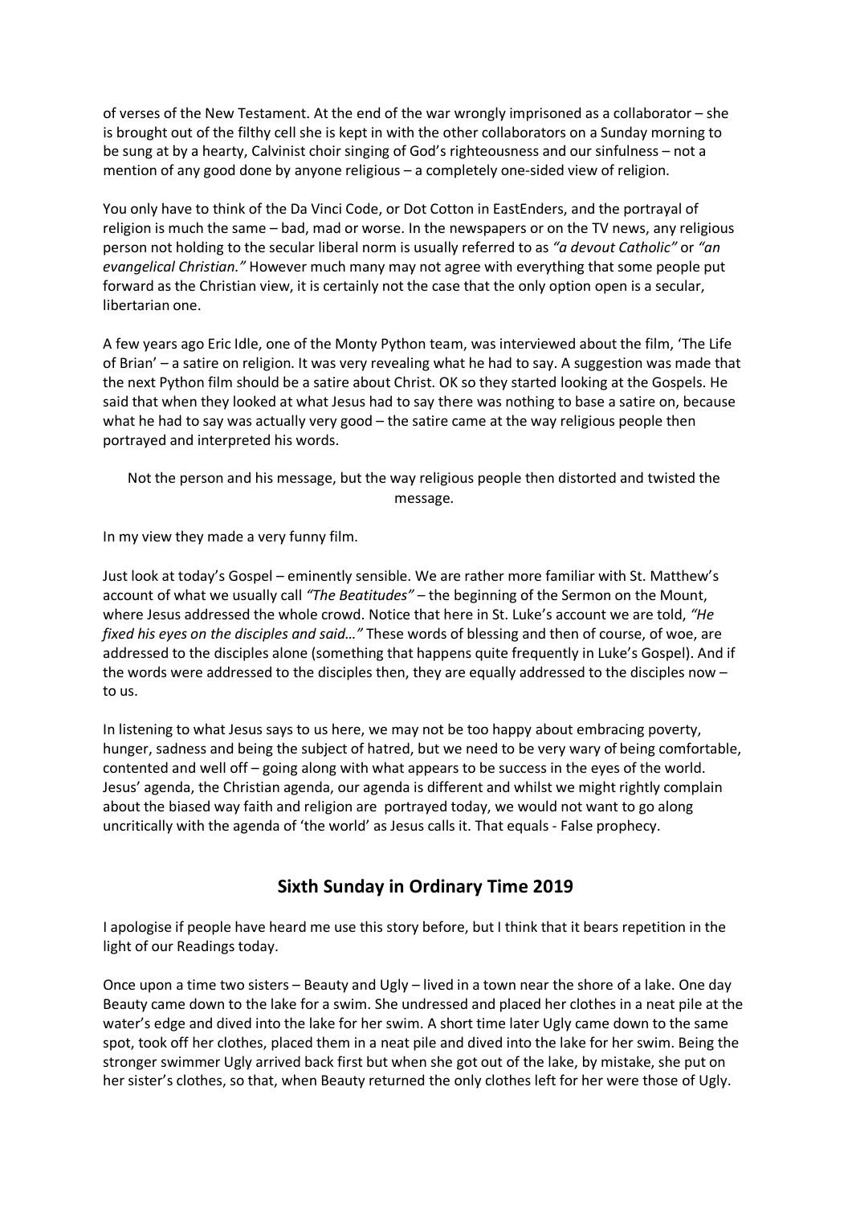of verses of the New Testament. At the end of the war wrongly imprisoned as a collaborator – she is brought out of the filthy cell she is kept in with the other collaborators on a Sunday morning to be sung at by a hearty, Calvinist choir singing of God's righteousness and our sinfulness – not a mention of any good done by anyone religious – a completely one-sided view of religion.

You only have to think of the Da Vinci Code, or Dot Cotton in EastEnders, and the portrayal of religion is much the same – bad, mad or worse. In the newspapers or on the TV news, any religious person not holding to the secular liberal norm is usually referred to as *"a devout Catholic"* or *"an evangelical Christian."* However much many may not agree with everything that some people put forward as the Christian view, it is certainly not the case that the only option open is a secular, libertarian one.

A few years ago Eric Idle, one of the Monty Python team, was interviewed about the film, 'The Life of Brian' – a satire on religion. It was very revealing what he had to say. A suggestion was made that the next Python film should be a satire about Christ. OK so they started looking at the Gospels. He said that when they looked at what Jesus had to say there was nothing to base a satire on, because what he had to say was actually very good – the satire came at the way religious people then portrayed and interpreted his words.

Not the person and his message, but the way religious people then distorted and twisted the message.

In my view they made a very funny film.

Just look at today's Gospel – eminently sensible. We are rather more familiar with St. Matthew's account of what we usually call *"The Beatitudes"* – the beginning of the Sermon on the Mount, where Jesus addressed the whole crowd. Notice that here in St. Luke's account we are told, *"He fixed his eyes on the disciples and said…"* These words of blessing and then of course, of woe, are addressed to the disciples alone (something that happens quite frequently in Luke's Gospel). And if the words were addressed to the disciples then, they are equally addressed to the disciples now – to us.

In listening to what Jesus says to us here, we may not be too happy about embracing poverty, hunger, sadness and being the subject of hatred, but we need to be very wary of being comfortable, contented and well off – going along with what appears to be success in the eyes of the world. Jesus' agenda, the Christian agenda, our agenda is different and whilst we might rightly complain about the biased way faith and religion are portrayed today, we would not want to go along uncritically with the agenda of 'the world' as Jesus calls it. That equals - False prophecy.

## Sixth Sunday in Ordinary Time 2019

I apologise if people have heard me use this story before, but I think that it bears repetition in the light of our Readings today.

Once upon a time two sisters – Beauty and Ugly – lived in a town near the shore of a lake. One day Beauty came down to the lake for a swim. She undressed and placed her clothes in a neat pile at the water's edge and dived into the lake for her swim. A short time later Ugly came down to the same spot, took off her clothes, placed them in a neat pile and dived into the lake for her swim. Being the stronger swimmer Ugly arrived back first but when she got out of the lake, by mistake, she put on her sister's clothes, so that, when Beauty returned the only clothes left for her were those of Ugly.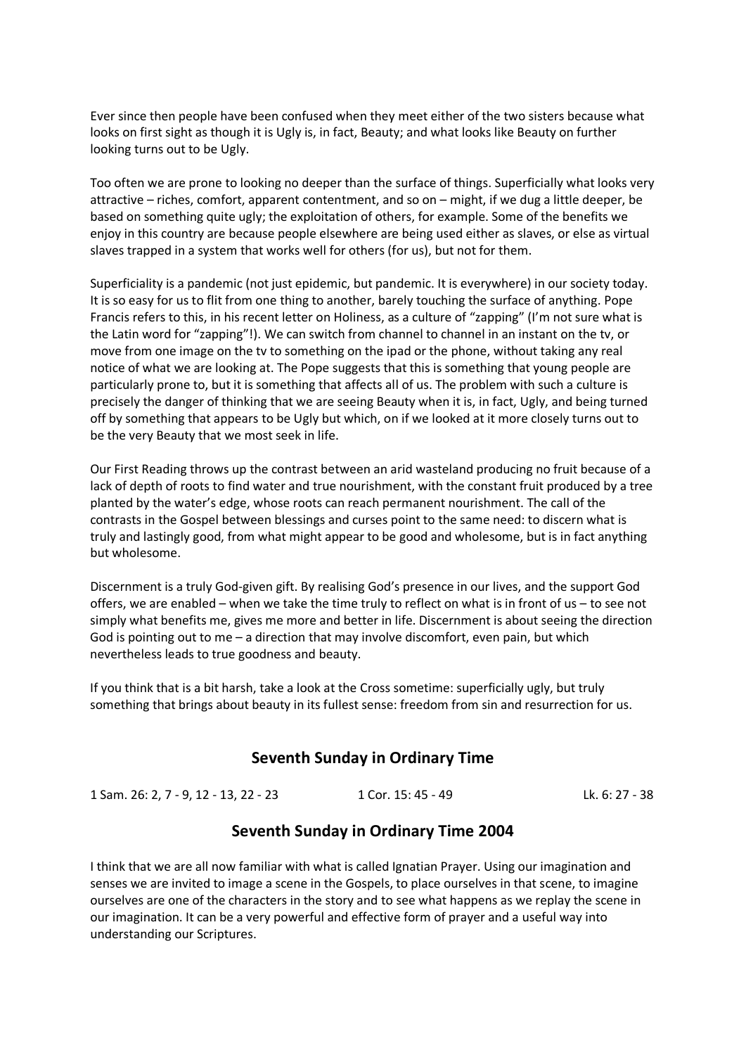Ever since then people have been confused when they meet either of the two sisters because what looks on first sight as though it is Ugly is, in fact, Beauty; and what looks like Beauty on further looking turns out to be Ugly.

Too often we are prone to looking no deeper than the surface of things. Superficially what looks very attractive – riches, comfort, apparent contentment, and so on – might, if we dug a little deeper, be based on something quite ugly; the exploitation of others, for example. Some of the benefits we enjoy in this country are because people elsewhere are being used either as slaves, or else as virtual slaves trapped in a system that works well for others (for us), but not for them.

Superficiality is a pandemic (not just epidemic, but pandemic. It is everywhere) in our society today. It is so easy for us to flit from one thing to another, barely touching the surface of anything. Pope Francis refers to this, in his recent letter on Holiness, as a culture of "zapping" (I'm not sure what is the Latin word for "zapping"!). We can switch from channel to channel in an instant on the tv, or move from one image on the tv to something on the ipad or the phone, without taking any real notice of what we are looking at. The Pope suggests that this is something that young people are particularly prone to, but it is something that affects all of us. The problem with such a culture is precisely the danger of thinking that we are seeing Beauty when it is, in fact, Ugly, and being turned off by something that appears to be Ugly but which, on if we looked at it more closely turns out to be the very Beauty that we most seek in life.

Our First Reading throws up the contrast between an arid wasteland producing no fruit because of a lack of depth of roots to find water and true nourishment, with the constant fruit produced by a tree planted by the water's edge, whose roots can reach permanent nourishment. The call of the contrasts in the Gospel between blessings and curses point to the same need: to discern what is truly and lastingly good, from what might appear to be good and wholesome, but is in fact anything but wholesome.

Discernment is a truly God-given gift. By realising God's presence in our lives, and the support God offers, we are enabled – when we take the time truly to reflect on what is in front of us – to see not simply what benefits me, gives me more and better in life. Discernment is about seeing the direction God is pointing out to me – a direction that may involve discomfort, even pain, but which nevertheless leads to true goodness and beauty.

If you think that is a bit harsh, take a look at the Cross sometime: superficially ugly, but truly something that brings about beauty in its fullest sense: freedom from sin and resurrection for us.

## Seventh Sunday in Ordinary Time

1 Sam. 26: 2, 7 - 9, 12 - 13, 22 - 23 1 Cor. 15: 45 - 49 Lk. 6: 27 - 38

## Seventh Sunday in Ordinary Time 2004

I think that we are all now familiar with what is called Ignatian Prayer. Using our imagination and senses we are invited to image a scene in the Gospels, to place ourselves in that scene, to imagine ourselves are one of the characters in the story and to see what happens as we replay the scene in our imagination. It can be a very powerful and effective form of prayer and a useful way into understanding our Scriptures.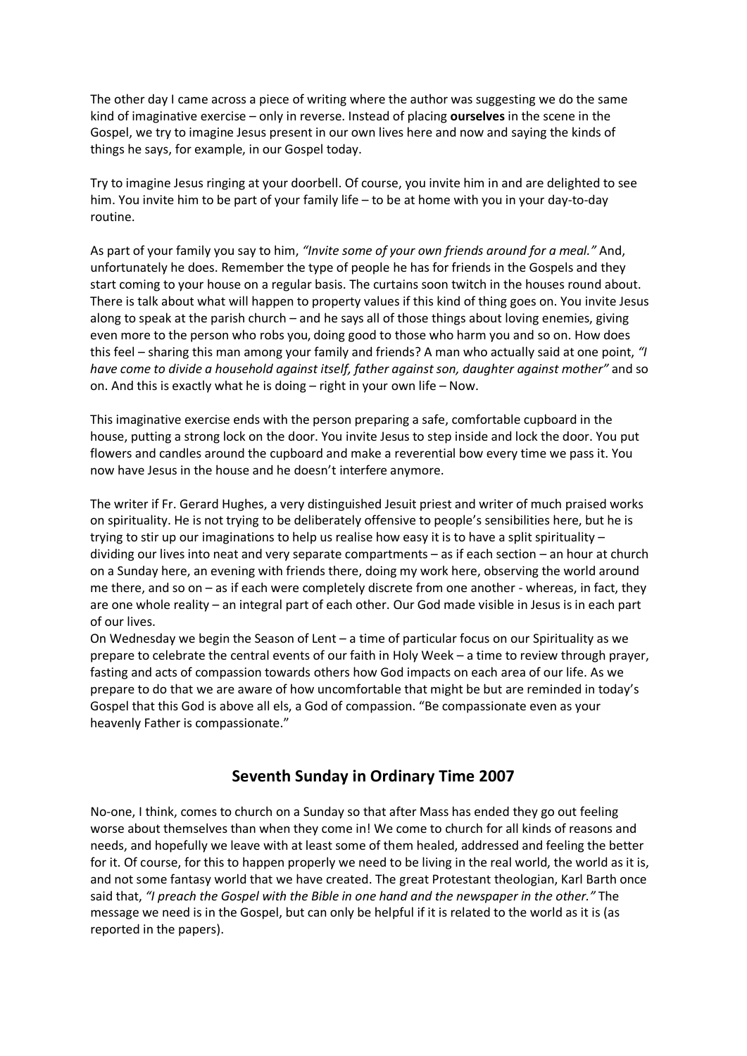The other day I came across a piece of writing where the author was suggesting we do the same kind of imaginative exercise – only in reverse. Instead of placing **ourselves** in the scene in the Gospel, we try to imagine Jesus present in our own lives here and now and saying the kinds of things he says, for example, in our Gospel today.

Try to imagine Jesus ringing at your doorbell. Of course, you invite him in and are delighted to see him. You invite him to be part of your family life – to be at home with you in your day-to-day routine.

As part of your family you say to him, *"Invite some of your own friends around for a meal."* And, unfortunately he does. Remember the type of people he has for friends in the Gospels and they start coming to your house on a regular basis. The curtains soon twitch in the houses round about. There is talk about what will happen to property values if this kind of thing goes on. You invite Jesus along to speak at the parish church – and he says all of those things about loving enemies, giving even more to the person who robs you, doing good to those who harm you and so on. How does this feel – sharing this man among your family and friends? A man who actually said at one point, *"I have come to divide a household against itself, father against son, daughter against mother"* and so on. And this is exactly what he is doing – right in your own life – Now.

This imaginative exercise ends with the person preparing a safe, comfortable cupboard in the house, putting a strong lock on the door. You invite Jesus to step inside and lock the door. You put flowers and candles around the cupboard and make a reverential bow every time we pass it. You now have Jesus in the house and he doesn't interfere anymore.

The writer if Fr. Gerard Hughes, a very distinguished Jesuit priest and writer of much praised works on spirituality. He is not trying to be deliberately offensive to people's sensibilities here, but he is trying to stir up our imaginations to help us realise how easy it is to have a split spirituality – dividing our lives into neat and very separate compartments – as if each section – an hour at church on a Sunday here, an evening with friends there, doing my work here, observing the world around me there, and so on – as if each were completely discrete from one another - whereas, in fact, they are one whole reality – an integral part of each other. Our God made visible in Jesus is in each part of our lives.

On Wednesday we begin the Season of Lent – a time of particular focus on our Spirituality as we prepare to celebrate the central events of our faith in Holy Week – a time to review through prayer, fasting and acts of compassion towards others how God impacts on each area of our life. As we prepare to do that we are aware of how uncomfortable that might be but are reminded in today's Gospel that this God is above all els, a God of compassion. "Be compassionate even as your heavenly Father is compassionate."

## Seventh Sunday in Ordinary Time 2007

No-one, I think, comes to church on a Sunday so that after Mass has ended they go out feeling worse about themselves than when they come in! We come to church for all kinds of reasons and needs, and hopefully we leave with at least some of them healed, addressed and feeling the better for it. Of course, for this to happen properly we need to be living in the real world, the world as it is, and not some fantasy world that we have created. The great Protestant theologian, Karl Barth once said that, *"I preach the Gospel with the Bible in one hand and the newspaper in the other."* The message we need is in the Gospel, but can only be helpful if it is related to the world as it is (as reported in the papers).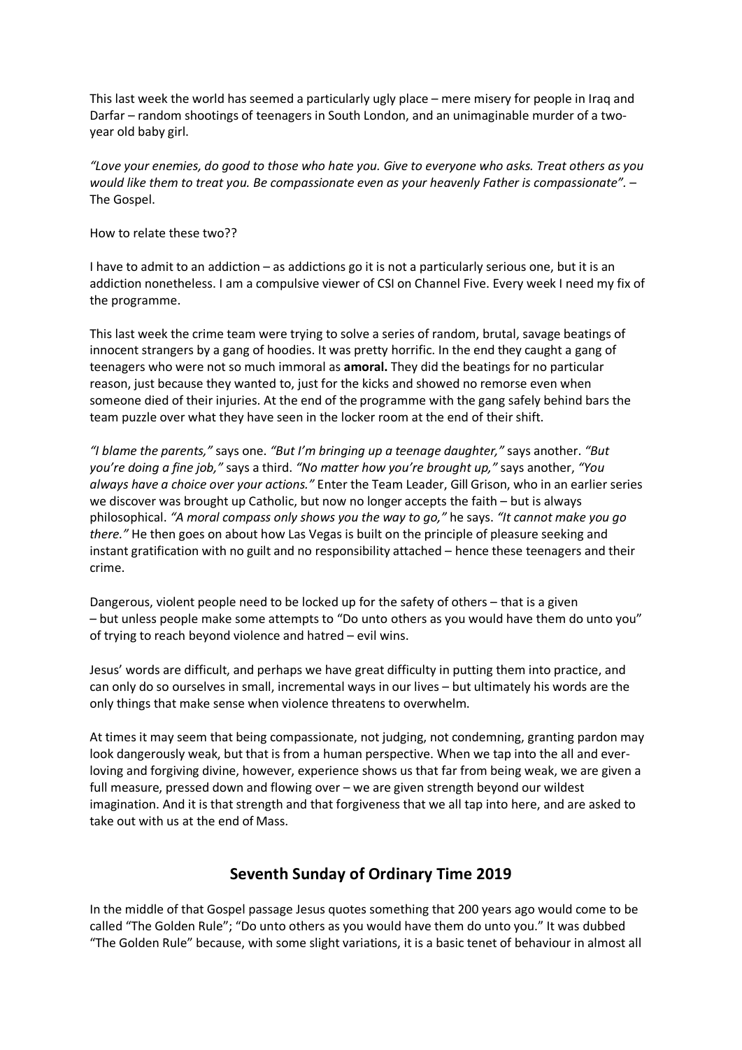This last week the world has seemed a particularly ugly place – mere misery for people in Iraq and Darfar – random shootings of teenagers in South London, and an unimaginable murder of a two-year old baby girl.

*"Love your enemies, do good to those who hate you. Give to everyone who asks. Treat others as you would like them to treat you. Be compassionate even as your heavenly Father is compassionate".* – The Gospel.

How to relate these two??

I have to admit to an addiction – as addictions go it is not a particularly serious one, but it is an addiction nonetheless. I am a compulsive viewer of CSI on Channel Five. Every week I need my fix of the programme.

This last week the crime team were trying to solve a series of random, brutal, savage beatings of innocent strangers by a gang of hoodies. It was pretty horrific. In the end they caught a gang of teenagers who were not so much immoral as **amoral.** They did the beatings for no particular reason, just because they wanted to, just for the kicks and showed no remorse even when someone died of their injuries. At the end of the programme with the gang safely behind bars the team puzzle over what they have seen in the locker room at the end of their shift.

*"I blame the parents,"* says one. *"But I'm bringing up a teenage daughter,"* says another. *"But you're doing a fine job,"* says a third. *"No matter how you're brought up,"* says another, *"You always have a choice over your actions."* Enter the Team Leader, Gill Grison, who in an earlier series we discover was brought up Catholic, but now no longer accepts the faith – but is always philosophical. *"A moral compass only shows you the way to go,"* he says. *"It cannot make you go there."* He then goes on about how Las Vegas is built on the principle of pleasure seeking and instant gratification with no guilt and no responsibility attached – hence these teenagers and their crime.

Dangerous, violent people need to be locked up for the safety of others – that is a given – but unless people make some attempts to "Do unto others as you would have them do unto you" of trying to reach beyond violence and hatred – evil wins.

Jesus' words are difficult, and perhaps we have great difficulty in putting them into practice, and can only do so ourselves in small, incremental ways in our lives – but ultimately his words are the only things that make sense when violence threatens to overwhelm.

At times it may seem that being compassionate, not judging, not condemning, granting pardon may look dangerously weak, but that is from a human perspective. When we tap into the all and ever-loving and forgiving divine, however, experience shows us that far from being weak, we are given a full measure, pressed down and flowing over – we are given strength beyond our wildest imagination. And it is that strength and that forgiveness that we all tap into here, and are asked to take out with us at the end of Mass.

## Seventh Sunday of Ordinary Time 2019

In the middle of that Gospel passage Jesus quotes something that 200 years ago would come to be called "The Golden Rule"; "Do unto others as you would have them do unto you." It was dubbed "The Golden Rule" because, with some slight variations, it is a basic tenet of behaviour in almost all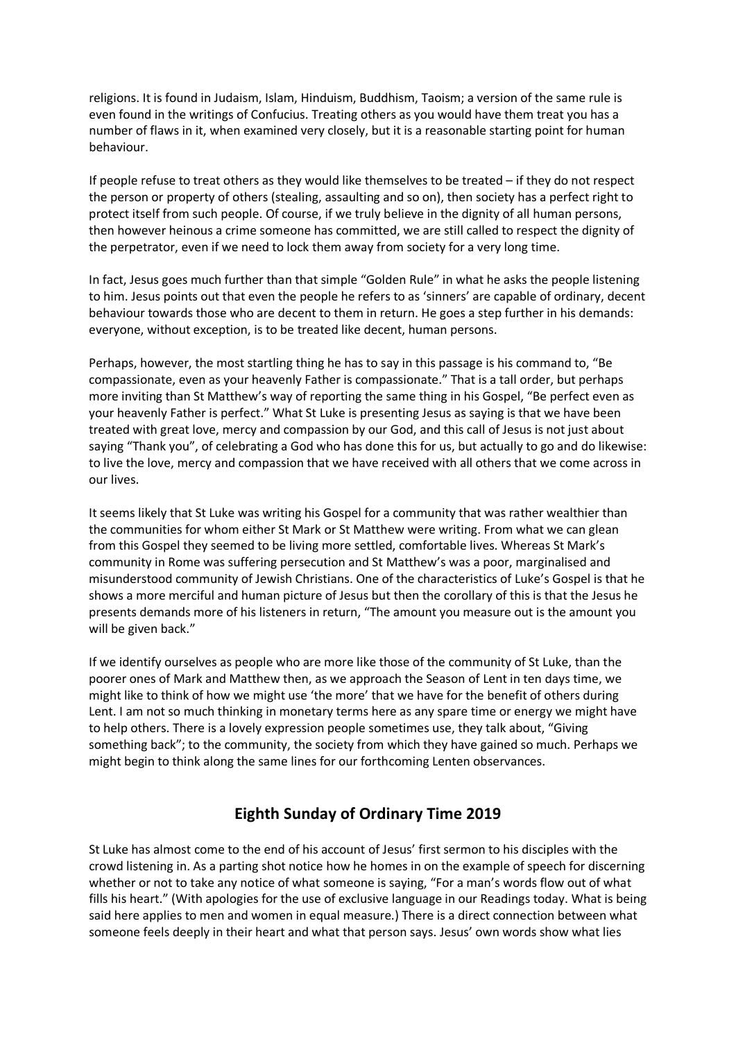religions. It is found in Judaism, Islam, Hinduism, Buddhism, Taoism; a version of the same rule is even found in the writings of Confucius. Treating others as you would have them treat you has a number of flaws in it, when examined very closely, but it is a reasonable starting point for human behaviour.

If people refuse to treat others as they would like themselves to be treated – if they do not respect the person or property of others (stealing, assaulting and so on), then society has a perfect right to protect itself from such people. Of course, if we truly believe in the dignity of all human persons, then however heinous a crime someone has committed, we are still called to respect the dignity of the perpetrator, even if we need to lock them away from society for a very long time.

In fact, Jesus goes much further than that simple "Golden Rule" in what he asks the people listening to him. Jesus points out that even the people he refers to as 'sinners' are capable of ordinary, decent behaviour towards those who are decent to them in return. He goes a step further in his demands: everyone, without exception, is to be treated like decent, human persons.

Perhaps, however, the most startling thing he has to say in this passage is his command to, "Be compassionate, even as your heavenly Father is compassionate." That is a tall order, but perhaps more inviting than St Matthew's way of reporting the same thing in his Gospel, "Be perfect even as your heavenly Father is perfect." What St Luke is presenting Jesus as saying is that we have been treated with great love, mercy and compassion by our God, and this call of Jesus is not just about saying "Thank you", of celebrating a God who has done this for us, but actually to go and do likewise: to live the love, mercy and compassion that we have received with all others that we come across in our lives.

It seems likely that St Luke was writing his Gospel for a community that was rather wealthier than the communities for whom either St Mark or St Matthew were writing. From what we can glean from this Gospel they seemed to be living more settled, comfortable lives. Whereas St Mark's community in Rome was suffering persecution and St Matthew's was a poor, marginalised and misunderstood community of Jewish Christians. One of the characteristics of Luke's Gospel is that he shows a more merciful and human picture of Jesus but then the corollary of this is that the Jesus he presents demands more of his listeners in return, "The amount you measure out is the amount you will be given back."

If we identify ourselves as people who are more like those of the community of St Luke, than the poorer ones of Mark and Matthew then, as we approach the Season of Lent in ten days time, we might like to think of how we might use 'the more' that we have for the benefit of others during Lent. I am not so much thinking in monetary terms here as any spare time or energy we might have to help others. There is a lovely expression people sometimes use, they talk about, "Giving something back"; to the community, the society from which they have gained so much. Perhaps we might begin to think along the same lines for our forthcoming Lenten observances.

## Eighth Sunday of Ordinary Time 2019

St Luke has almost come to the end of his account of Jesus' first sermon to his disciples with the crowd listening in. As a parting shot notice how he homes in on the example of speech for discerning whether or not to take any notice of what someone is saying, "For a man's words flow out of what fills his heart." (With apologies for the use of exclusive language in our Readings today. What is being said here applies to men and women in equal measure.) There is a direct connection between what someone feels deeply in their heart and what that person says. Jesus' own words show what lies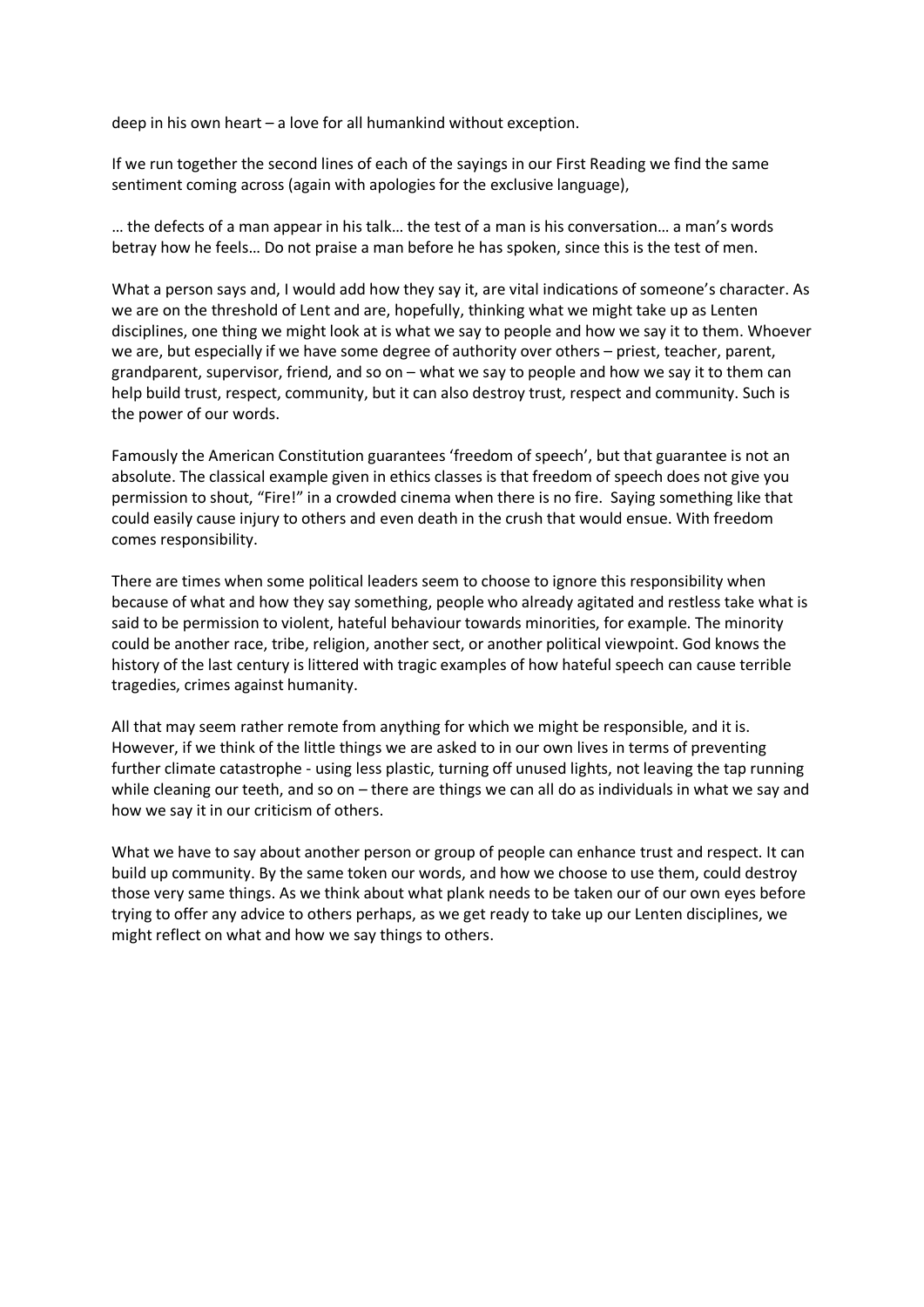deep in his own heart – a love for all humankind without exception.

If we run together the second lines of each of the sayings in our First Reading we find the same sentiment coming across (again with apologies for the exclusive language),

… the defects of a man appear in his talk… the test of a man is his conversation… a man's words betray how he feels… Do not praise a man before he has spoken, since this is the test of men.

What a person says and, I would add how they say it, are vital indications of someone's character. As we are on the threshold of Lent and are, hopefully, thinking what we might take up as Lenten disciplines, one thing we might look at is what we say to people and how we say it to them. Whoever we are, but especially if we have some degree of authority over others – priest, teacher, parent, grandparent, supervisor, friend, and so on – what we say to people and how we say it to them can help build trust, respect, community, but it can also destroy trust, respect and community. Such is the power of our words.

Famously the American Constitution guarantees 'freedom of speech', but that guarantee is not an absolute. The classical example given in ethics classes is that freedom of speech does not give you permission to shout, "Fire!" in a crowded cinema when there is no fire. Saying something like that could easily cause injury to others and even death in the crush that would ensue. With freedom comes responsibility.

There are times when some political leaders seem to choose to ignore this responsibility when because of what and how they say something, people who already agitated and restless take what is said to be permission to violent, hateful behaviour towards minorities, for example. The minority could be another race, tribe, religion, another sect, or another political viewpoint. God knows the history of the last century is littered with tragic examples of how hateful speech can cause terrible tragedies, crimes against humanity.

All that may seem rather remote from anything for which we might be responsible, and it is. However, if we think of the little things we are asked to in our own lives in terms of preventing further climate catastrophe - using less plastic, turning off unused lights, not leaving the tap running while cleaning our teeth, and so on – there are things we can all do as individuals in what we say and how we say it in our criticism of others.

What we have to say about another person or group of people can enhance trust and respect. It can build up community. By the same token our words, and how we choose to use them, could destroy those very same things. As we think about what plank needs to be taken our of our own eyes before trying to offer any advice to others perhaps, as we get ready to take up our Lenten disciplines, we might reflect on what and how we say things to others.